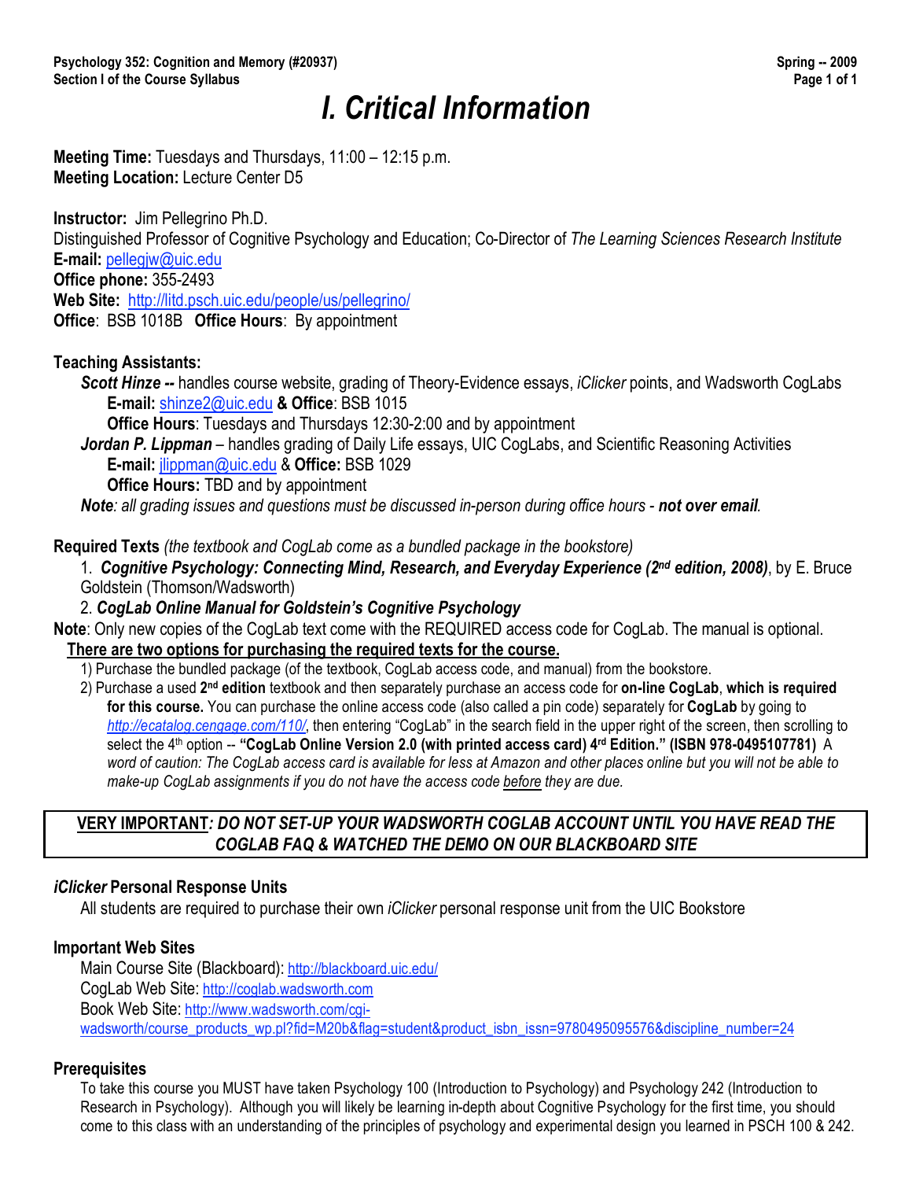# I. Critical Information

**Meeting Time:** Tuesdays and Thursdays, 11:00 – 12:15 p.m.
**Meeting Location:** Lecture Center D5

**Instructor:** Jim Pellegrino Ph.D.
Distinguished Professor of Cognitive Psychology and Education; Co-Director of *The Learning Sciences Research Institute*
**E-mail:** pellegjw@uic.edu
**Office phone:** 355-2493
**Web Site:** http://litd.psch.uic.edu/people/us/pellegrino/
**Office**: BSB 1018B **Office Hours**: By appointment

**Teaching Assistants:**

***Scott Hinze --*** handles course website, grading of Theory-Evidence essays, *iClicker* points, and Wadsworth CogLabs
**E-mail:** shinze2@uic.edu **& Office**: BSB 1015
**Office Hours**: Tuesdays and Thursdays 12:30-2:00 and by appointment

***Jordan P. Lippman*** – handles grading of Daily Life essays, UIC CogLabs, and Scientific Reasoning Activities
**E-mail:** jlippman@uic.edu & **Office:** BSB 1029
**Office Hours:** TBD and by appointment

***Note****: all grading issues and questions must be discussed in-person during office hours -* ***not over email****.*

**Required Texts** *(the textbook and CogLab come as a bundled package in the bookstore)*

1. ***Cognitive Psychology: Connecting Mind, Research, and Everyday Experience (2nd edition, 2008)***, by E. Bruce Goldstein (Thomson/Wadsworth)
2. ***CogLab Online Manual for Goldstein's Cognitive Psychology***

**Note**: Only new copies of the CogLab text come with the REQUIRED access code for CogLab. The manual is optional.

<u>**There are two options for purchasing the required texts for the course.**</u>

1) Purchase the bundled package (of the textbook, CogLab access code, and manual) from the bookstore.
2) Purchase a used **2nd edition** textbook and then separately purchase an access code for **on-line CogLab**, **which is required for this course.** You can purchase the online access code (also called a pin code) separately for **CogLab** by going to *http://ecatalog.cengage.com/110/*, then entering "CogLab" in the search field in the upper right of the screen, then scrolling to select the 4th option -- **"CogLab Online Version 2.0 (with printed access card) 4rd Edition." (ISBN 978-0495107781)** *A word of caution: The CogLab access card is available for less at Amazon and other places online but you will not be able to make-up CogLab assignments if you do not have the access code <u>before</u> they are due.*

**<u>VERY IMPORTANT</u>*: DO NOT SET-UP YOUR WADSWORTH COGLAB ACCOUNT UNTIL YOU HAVE READ THE COGLAB FAQ & WATCHED THE DEMO ON OUR BLACKBOARD SITE***

### *iClicker* Personal Response Units

All students are required to purchase their own *iClicker* personal response unit from the UIC Bookstore

### Important Web Sites

Main Course Site (Blackboard): http://blackboard.uic.edu/
CogLab Web Site: http://coglab.wadsworth.com
Book Web Site: http://www.wadsworth.com/cgi-wadsworth/course_products_wp.pl?fid=M20b&flag=student&product_isbn_issn=9780495095576&discipline_number=24

### Prerequisites

To take this course you MUST have taken Psychology 100 (Introduction to Psychology) and Psychology 242 (Introduction to Research in Psychology). Although you will likely be learning in-depth about Cognitive Psychology for the first time, you should come to this class with an understanding of the principles of psychology and experimental design you learned in PSCH 100 & 242.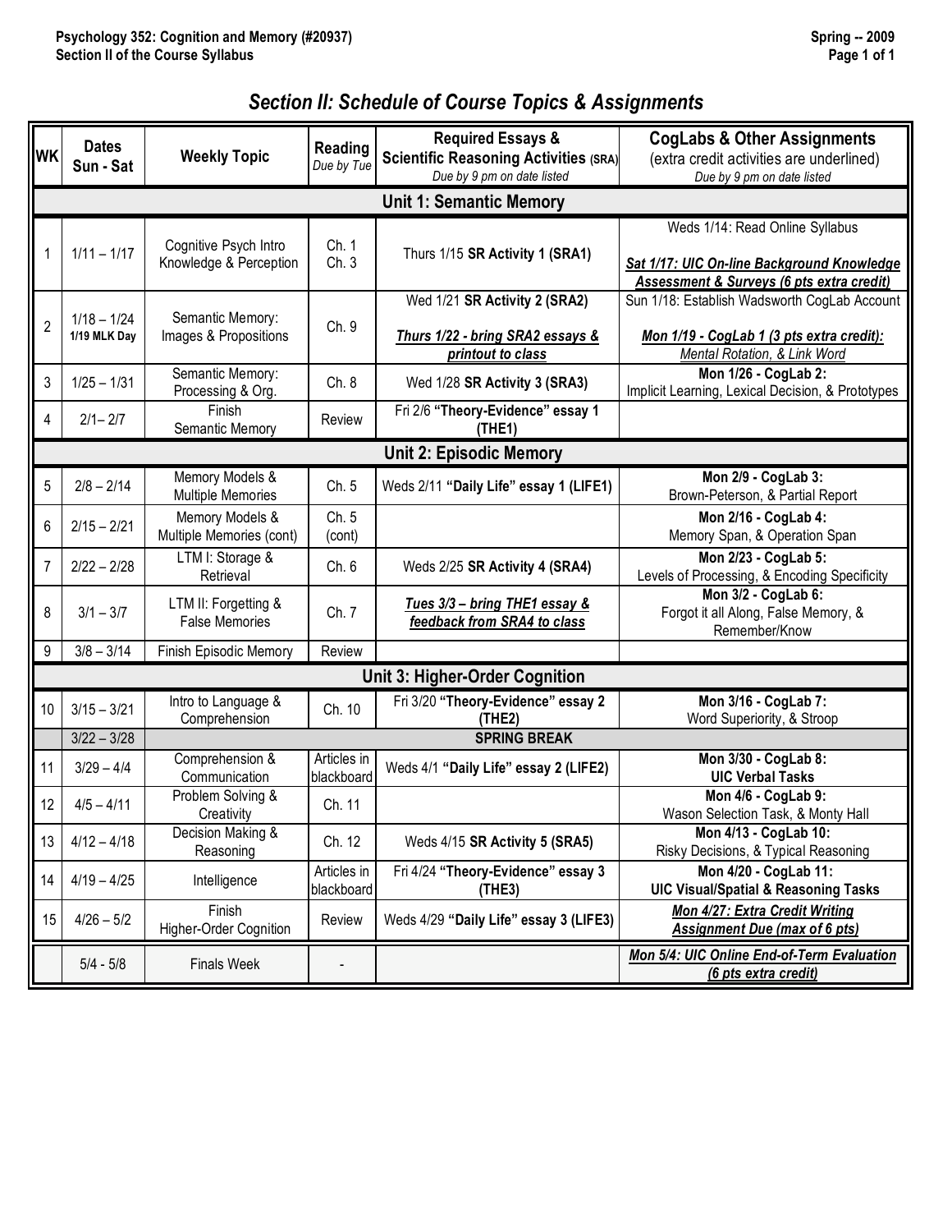# Section II: Schedule of Course Topics & Assignments

| WK | Dates Sun - Sat | Weekly Topic | Reading *Due by Tue* | Required Essays & Scientific Reasoning Activities (SRA) *Due by 9 pm on date listed* | CogLabs & Other Assignments (extra credit activities are underlined) *Due by 9 pm on date listed* |
|---|---|---|---|---|---|
| **Unit 1: Semantic Memory** | | | | | |
| 1 | 1/11 – 1/17 | Cognitive Psych Intro Knowledge & Perception | Ch. 1 Ch. 3 | Thurs 1/15 **SR Activity 1 (SRA1)** | Weds 1/14: Read Online Syllabus<br>***Sat 1/17: UIC On-line Background Knowledge Assessment & Surveys (6 pts extra credit)*** |
| 2 | 1/18 – 1/24 **1/19 MLK Day** | Semantic Memory: Images & Propositions | Ch. 9 | Wed 1/21 **SR Activity 2 (SRA2)**<br>***Thurs 1/22 - bring SRA2 essays & printout to class*** | Sun 1/18: Establish Wadsworth CogLab Account<br>***Mon 1/19 - CogLab 1 (3 pts extra credit):*** *Mental Rotation, & Link Word* |
| 3 | 1/25 – 1/31 | Semantic Memory: Processing & Org. | Ch. 8 | Wed 1/28 **SR Activity 3 (SRA3)** | **Mon 1/26 - CogLab 2:** Implicit Learning, Lexical Decision, & Prototypes |
| 4 | 2/1– 2/7 | Finish Semantic Memory | Review | Fri 2/6 **"Theory-Evidence" essay 1 (THE1)** | |
| **Unit 2: Episodic Memory** | | | | | |
| 5 | 2/8 – 2/14 | Memory Models & Multiple Memories | Ch. 5 | Weds 2/11 **"Daily Life" essay 1 (LIFE1)** | **Mon 2/9 - CogLab 3:** Brown-Peterson, & Partial Report |
| 6 | 2/15 – 2/21 | Memory Models & Multiple Memories (cont) | Ch. 5 (cont) | | **Mon 2/16 - CogLab 4:** Memory Span, & Operation Span |
| 7 | 2/22 – 2/28 | LTM I: Storage & Retrieval | Ch. 6 | Weds 2/25 **SR Activity 4 (SRA4)** | **Mon 2/23 - CogLab 5:** Levels of Processing, & Encoding Specificity |
| 8 | 3/1 – 3/7 | LTM II: Forgetting & False Memories | Ch. 7 | ***Tues 3/3 – bring THE1 essay & feedback from SRA4 to class*** | **Mon 3/2 - CogLab 6:** Forgot it all Along, False Memory, & Remember/Know |
| 9 | 3/8 – 3/14 | Finish Episodic Memory | Review | | |
| **Unit 3: Higher-Order Cognition** | | | | | |
| 10 | 3/15 – 3/21 | Intro to Language & Comprehension | Ch. 10 | Fri 3/20 **"Theory-Evidence" essay 2 (THE2)** | **Mon 3/16 - CogLab 7:** Word Superiority, & Stroop |
| | 3/22 – 3/28 | **SPRING BREAK** | | | |
| 11 | 3/29 – 4/4 | Comprehension & Communication | Articles in blackboard | Weds 4/1 **"Daily Life" essay 2 (LIFE2)** | **Mon 3/30 - CogLab 8: UIC Verbal Tasks** |
| 12 | 4/5 – 4/11 | Problem Solving & Creativity | Ch. 11 | | **Mon 4/6 - CogLab 9:** Wason Selection Task, & Monty Hall |
| 13 | 4/12 – 4/18 | Decision Making & Reasoning | Ch. 12 | Weds 4/15 **SR Activity 5 (SRA5)** | **Mon 4/13 - CogLab 10:** Risky Decisions, & Typical Reasoning |
| 14 | 4/19 – 4/25 | Intelligence | Articles in blackboard | Fri 4/24 **"Theory-Evidence" essay 3 (THE3)** | **Mon 4/20 - CogLab 11: UIC Visual/Spatial & Reasoning Tasks** |
| 15 | 4/26 – 5/2 | Finish Higher-Order Cognition | Review | Weds 4/29 **"Daily Life" essay 3 (LIFE3)** | ***Mon 4/27: Extra Credit Writing Assignment Due (max of 6 pts)*** |
| | 5/4 - 5/8 | Finals Week | - | | ***Mon 5/4: UIC Online End-of-Term Evaluation (6 pts extra credit)*** |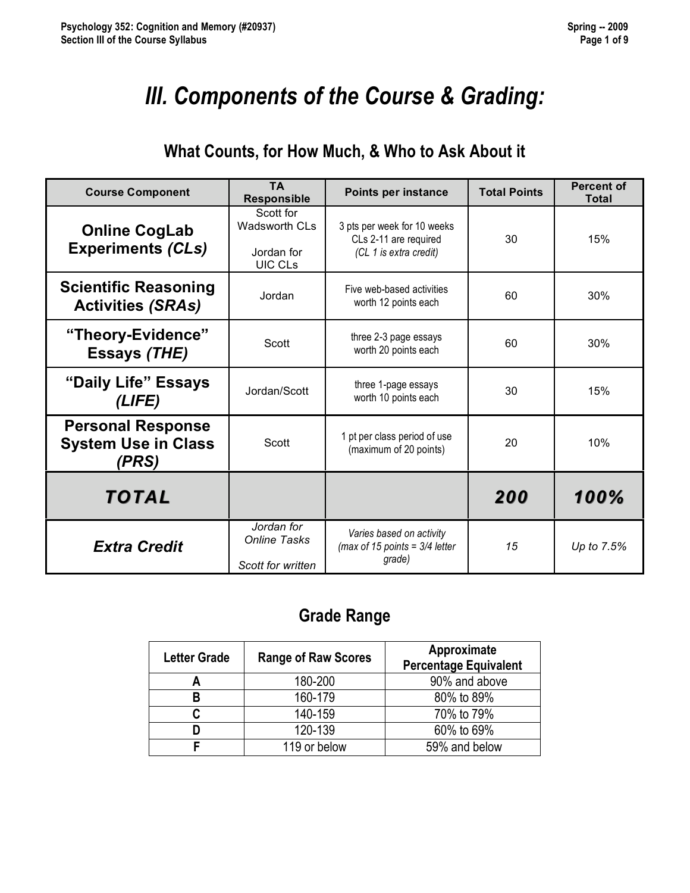# III. Components of the Course & Grading:

## What Counts, for How Much, & Who to Ask About it

| Course Component | TA Responsible | Points per instance | Total Points | Percent of Total |
|---|---|---|---|---|
| **Online CogLab Experiments *(CLs)*** | Scott for Wadsworth CLs<br><br>Jordan for UIC CLs | 3 pts per week for 10 weeks CLs 2-11 are required *(CL 1 is extra credit)* | 30 | 15% |
| **Scientific Reasoning Activities *(SRAs)*** | Jordan | Five web-based activities worth 12 points each | 60 | 30% |
| **"Theory-Evidence" Essays *(THE)*** | Scott | three 2-3 page essays worth 20 points each | 60 | 30% |
| **"Daily Life" Essays *(LIFE)*** | Jordan/Scott | three 1-page essays worth 10 points each | 30 | 15% |
| **Personal Response System Use in Class *(PRS)*** | Scott | 1 pt per class period of use (maximum of 20 points) | 20 | 10% |
| ***TOTAL*** | | | ***200*** | ***100%*** |
| ***Extra Credit*** | *Jordan for Online Tasks*<br><br>*Scott for written* | *Varies based on activity (max of 15 points = 3/4 letter grade)* | *15* | *Up to 7.5%* |

## Grade Range

| Letter Grade | Range of Raw Scores | Approximate Percentage Equivalent |
|---|---|---|
| A | 180-200 | 90% and above |
| B | 160-179 | 80% to 89% |
| C | 140-159 | 70% to 79% |
| D | 120-139 | 60% to 69% |
| F | 119 or below | 59% and below |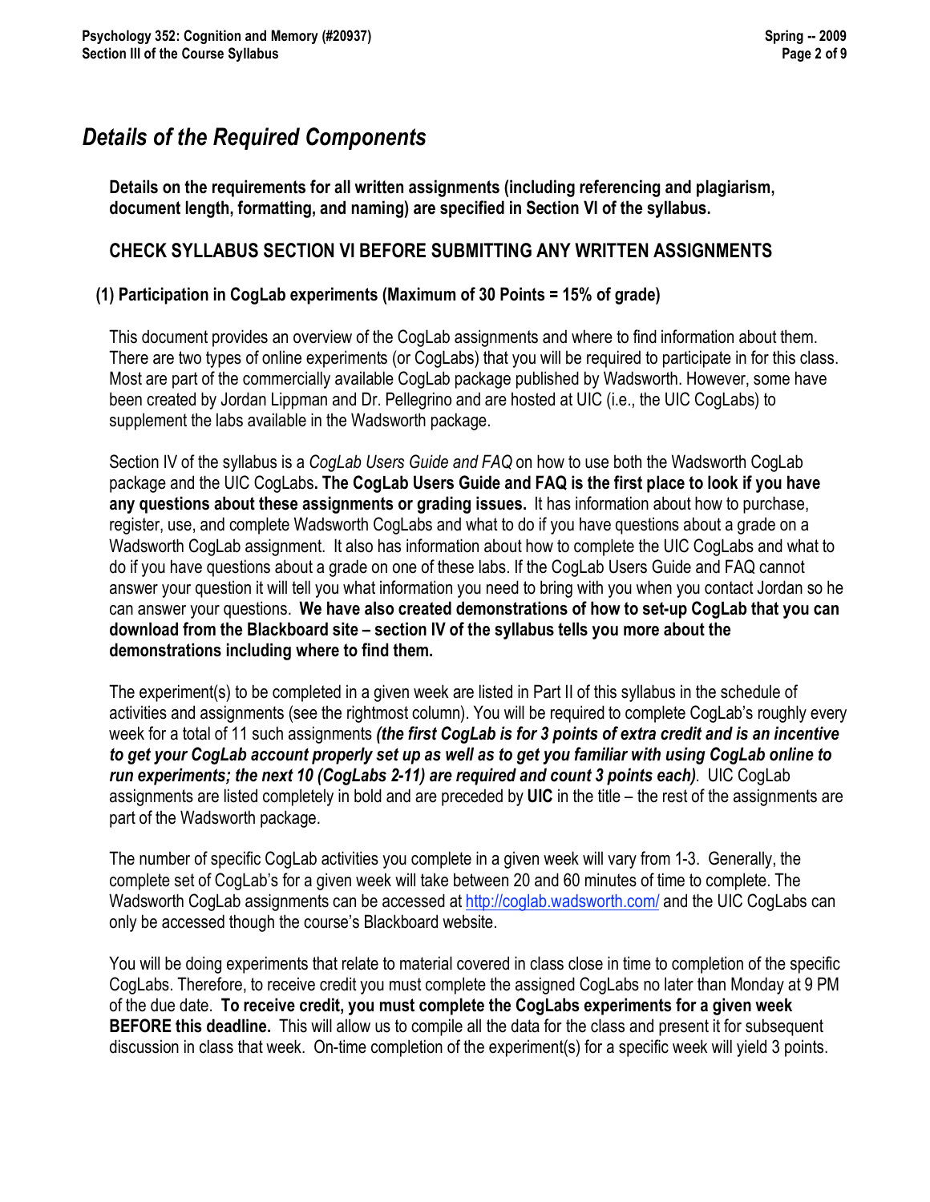## *Details of the Required Components*

**Details on the requirements for all written assignments (including referencing and plagiarism, document length, formatting, and naming) are specified in Section VI of the syllabus.**

**CHECK SYLLABUS SECTION VI BEFORE SUBMITTING ANY WRITTEN ASSIGNMENTS**

### (1) Participation in CogLab experiments (Maximum of 30 Points = 15% of grade)

This document provides an overview of the CogLab assignments and where to find information about them. There are two types of online experiments (or CogLabs) that you will be required to participate in for this class. Most are part of the commercially available CogLab package published by Wadsworth. However, some have been created by Jordan Lippman and Dr. Pellegrino and are hosted at UIC (i.e., the UIC CogLabs) to supplement the labs available in the Wadsworth package.

Section IV of the syllabus is a *CogLab Users Guide and FAQ* on how to use both the Wadsworth CogLab package and the UIC CogLabs**. The CogLab Users Guide and FAQ is the first place to look if you have any questions about these assignments or grading issues.** It has information about how to purchase, register, use, and complete Wadsworth CogLabs and what to do if you have questions about a grade on a Wadsworth CogLab assignment. It also has information about how to complete the UIC CogLabs and what to do if you have questions about a grade on one of these labs. If the CogLab Users Guide and FAQ cannot answer your question it will tell you what information you need to bring with you when you contact Jordan so he can answer your questions. **We have also created demonstrations of how to set-up CogLab that you can download from the Blackboard site – section IV of the syllabus tells you more about the demonstrations including where to find them.**

The experiment(s) to be completed in a given week are listed in Part II of this syllabus in the schedule of activities and assignments (see the rightmost column). You will be required to complete CogLab's roughly every week for a total of 11 such assignments ***(the first CogLab is for 3 points of extra credit and is an incentive to get your CogLab account properly set up as well as to get you familiar with using CogLab online to run experiments; the next 10 (CogLabs 2-11) are required and count 3 points each)***. UIC CogLab assignments are listed completely in bold and are preceded by **UIC** in the title – the rest of the assignments are part of the Wadsworth package.

The number of specific CogLab activities you complete in a given week will vary from 1-3. Generally, the complete set of CogLab's for a given week will take between 20 and 60 minutes of time to complete. The Wadsworth CogLab assignments can be accessed at http://coglab.wadsworth.com/ and the UIC CogLabs can only be accessed though the course's Blackboard website.

You will be doing experiments that relate to material covered in class close in time to completion of the specific CogLabs. Therefore, to receive credit you must complete the assigned CogLabs no later than Monday at 9 PM of the due date. **To receive credit, you must complete the CogLabs experiments for a given week BEFORE this deadline.** This will allow us to compile all the data for the class and present it for subsequent discussion in class that week. On-time completion of the experiment(s) for a specific week will yield 3 points.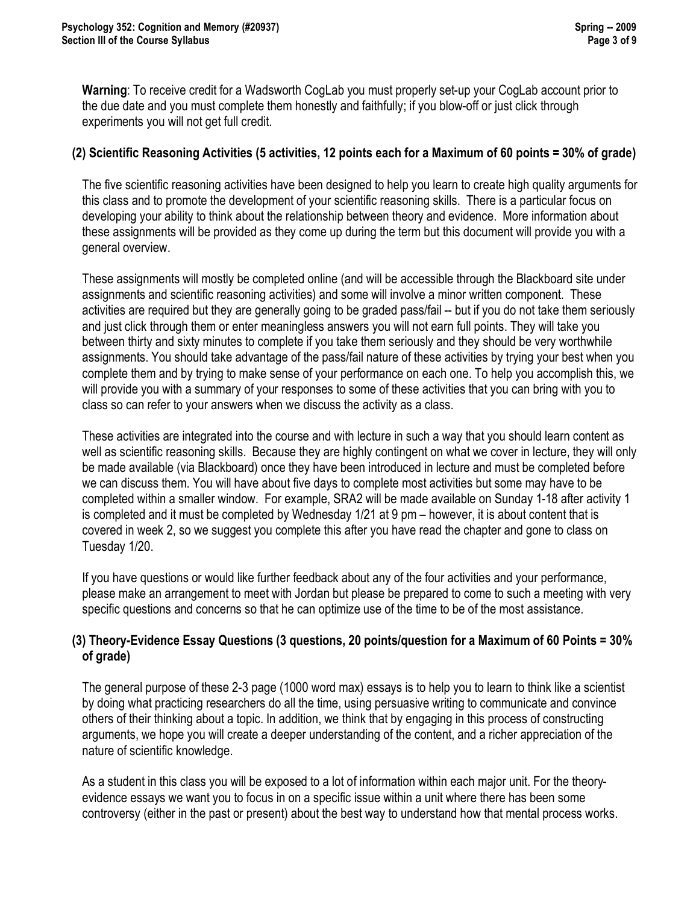**Warning**: To receive credit for a Wadsworth CogLab you must properly set-up your CogLab account prior to the due date and you must complete them honestly and faithfully; if you blow-off or just click through experiments you will not get full credit.

### (2) Scientific Reasoning Activities (5 activities, 12 points each for a Maximum of 60 points = 30% of grade)

The five scientific reasoning activities have been designed to help you learn to create high quality arguments for this class and to promote the development of your scientific reasoning skills. There is a particular focus on developing your ability to think about the relationship between theory and evidence. More information about these assignments will be provided as they come up during the term but this document will provide you with a general overview.

These assignments will mostly be completed online (and will be accessible through the Blackboard site under assignments and scientific reasoning activities) and some will involve a minor written component. These activities are required but they are generally going to be graded pass/fail -- but if you do not take them seriously and just click through them or enter meaningless answers you will not earn full points. They will take you between thirty and sixty minutes to complete if you take them seriously and they should be very worthwhile assignments. You should take advantage of the pass/fail nature of these activities by trying your best when you complete them and by trying to make sense of your performance on each one. To help you accomplish this, we will provide you with a summary of your responses to some of these activities that you can bring with you to class so can refer to your answers when we discuss the activity as a class.

These activities are integrated into the course and with lecture in such a way that you should learn content as well as scientific reasoning skills. Because they are highly contingent on what we cover in lecture, they will only be made available (via Blackboard) once they have been introduced in lecture and must be completed before we can discuss them. You will have about five days to complete most activities but some may have to be completed within a smaller window. For example, SRA2 will be made available on Sunday 1-18 after activity 1 is completed and it must be completed by Wednesday 1/21 at 9 pm – however, it is about content that is covered in week 2, so we suggest you complete this after you have read the chapter and gone to class on Tuesday 1/20.

If you have questions or would like further feedback about any of the four activities and your performance, please make an arrangement to meet with Jordan but please be prepared to come to such a meeting with very specific questions and concerns so that he can optimize use of the time to be of the most assistance.

### (3) Theory-Evidence Essay Questions (3 questions, 20 points/question for a Maximum of 60 Points = 30% of grade)

The general purpose of these 2-3 page (1000 word max) essays is to help you to learn to think like a scientist by doing what practicing researchers do all the time, using persuasive writing to communicate and convince others of their thinking about a topic. In addition, we think that by engaging in this process of constructing arguments, we hope you will create a deeper understanding of the content, and a richer appreciation of the nature of scientific knowledge.

As a student in this class you will be exposed to a lot of information within each major unit. For the theory-evidence essays we want you to focus in on a specific issue within a unit where there has been some controversy (either in the past or present) about the best way to understand how that mental process works.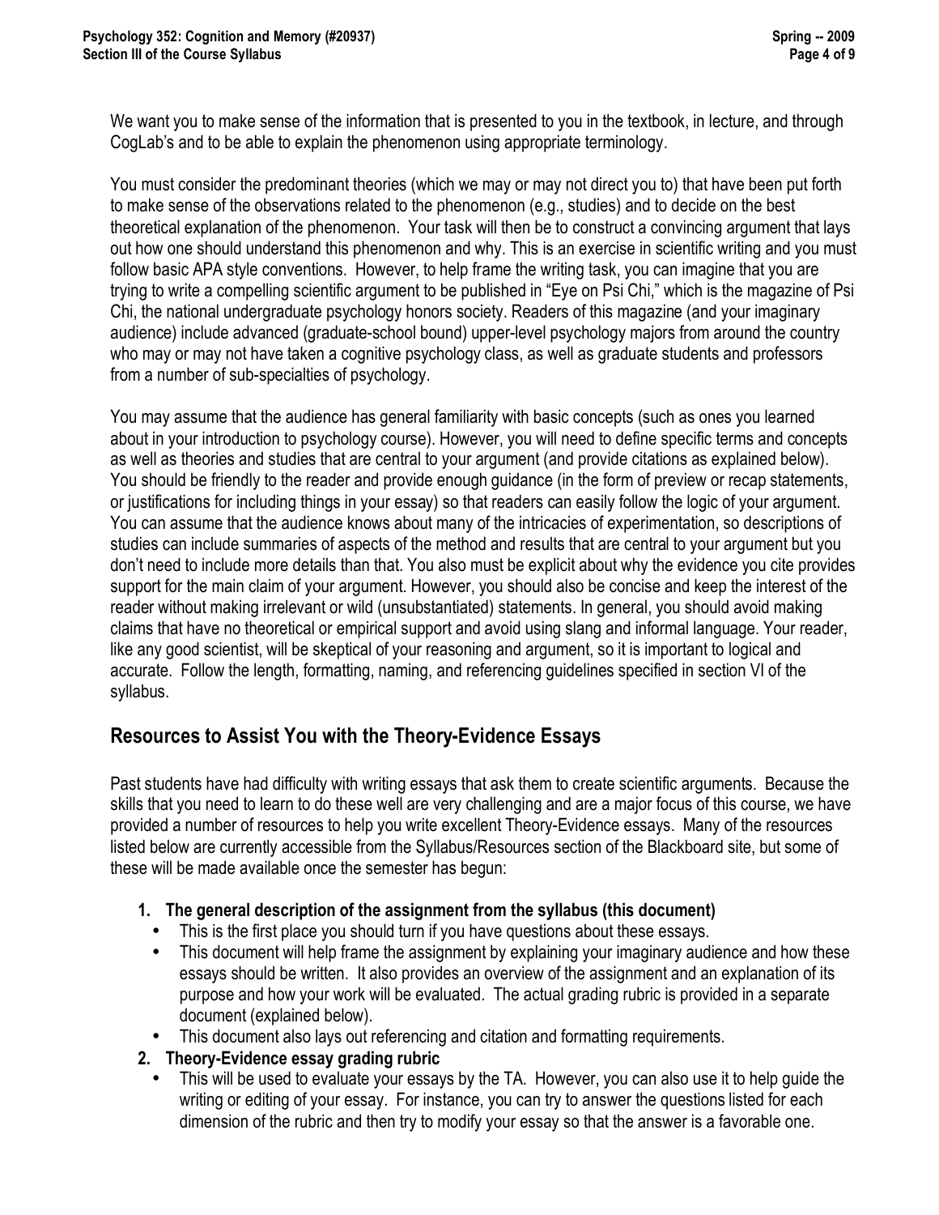We want you to make sense of the information that is presented to you in the textbook, in lecture, and through CogLab's and to be able to explain the phenomenon using appropriate terminology.

You must consider the predominant theories (which we may or may not direct you to) that have been put forth to make sense of the observations related to the phenomenon (e.g., studies) and to decide on the best theoretical explanation of the phenomenon. Your task will then be to construct a convincing argument that lays out how one should understand this phenomenon and why. This is an exercise in scientific writing and you must follow basic APA style conventions. However, to help frame the writing task, you can imagine that you are trying to write a compelling scientific argument to be published in "Eye on Psi Chi," which is the magazine of Psi Chi, the national undergraduate psychology honors society. Readers of this magazine (and your imaginary audience) include advanced (graduate-school bound) upper-level psychology majors from around the country who may or may not have taken a cognitive psychology class, as well as graduate students and professors from a number of sub-specialties of psychology.

You may assume that the audience has general familiarity with basic concepts (such as ones you learned about in your introduction to psychology course). However, you will need to define specific terms and concepts as well as theories and studies that are central to your argument (and provide citations as explained below). You should be friendly to the reader and provide enough guidance (in the form of preview or recap statements, or justifications for including things in your essay) so that readers can easily follow the logic of your argument. You can assume that the audience knows about many of the intricacies of experimentation, so descriptions of studies can include summaries of aspects of the method and results that are central to your argument but you don't need to include more details than that. You also must be explicit about why the evidence you cite provides support for the main claim of your argument. However, you should also be concise and keep the interest of the reader without making irrelevant or wild (unsubstantiated) statements. In general, you should avoid making claims that have no theoretical or empirical support and avoid using slang and informal language. Your reader, like any good scientist, will be skeptical of your reasoning and argument, so it is important to logical and accurate. Follow the length, formatting, naming, and referencing guidelines specified in section VI of the syllabus.

## Resources to Assist You with the Theory-Evidence Essays

Past students have had difficulty with writing essays that ask them to create scientific arguments. Because the skills that you need to learn to do these well are very challenging and are a major focus of this course, we have provided a number of resources to help you write excellent Theory-Evidence essays. Many of the resources listed below are currently accessible from the Syllabus/Resources section of the Blackboard site, but some of these will be made available once the semester has begun:

1. **The general description of the assignment from the syllabus (this document)**
   - This is the first place you should turn if you have questions about these essays.
   - This document will help frame the assignment by explaining your imaginary audience and how these essays should be written. It also provides an overview of the assignment and an explanation of its purpose and how your work will be evaluated. The actual grading rubric is provided in a separate document (explained below).
   - This document also lays out referencing and citation and formatting requirements.
2. **Theory-Evidence essay grading rubric**
   - This will be used to evaluate your essays by the TA. However, you can also use it to help guide the writing or editing of your essay. For instance, you can try to answer the questions listed for each dimension of the rubric and then try to modify your essay so that the answer is a favorable one.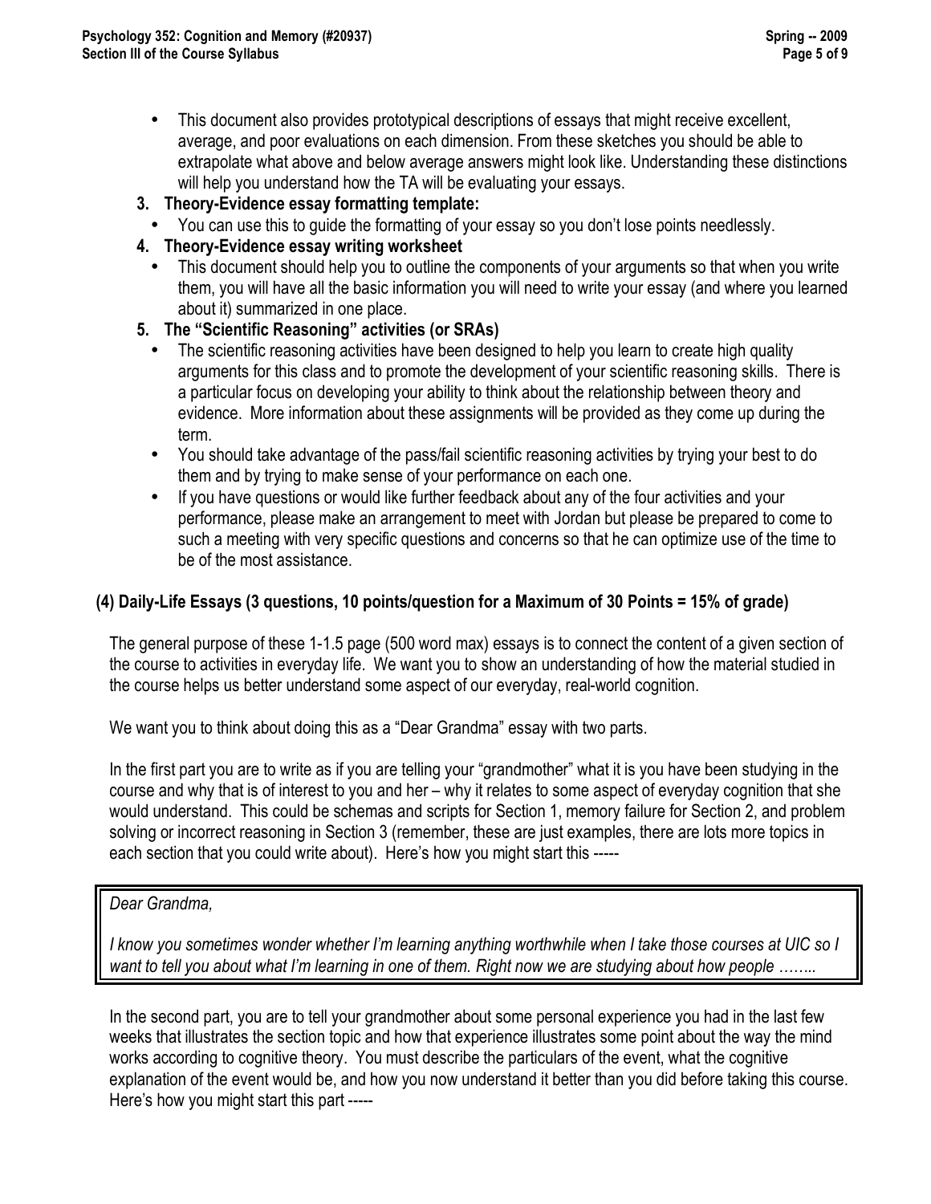- This document also provides prototypical descriptions of essays that might receive excellent, average, and poor evaluations on each dimension. From these sketches you should be able to extrapolate what above and below average answers might look like. Understanding these distinctions will help you understand how the TA will be evaluating your essays.

3. **Theory-Evidence essay formatting template:**
   - You can use this to guide the formatting of your essay so you don't lose points needlessly.
4. **Theory-Evidence essay writing worksheet**
   - This document should help you to outline the components of your arguments so that when you write them, you will have all the basic information you will need to write your essay (and where you learned about it) summarized in one place.
5. **The "Scientific Reasoning" activities (or SRAs)**
   - The scientific reasoning activities have been designed to help you learn to create high quality arguments for this class and to promote the development of your scientific reasoning skills. There is a particular focus on developing your ability to think about the relationship between theory and evidence. More information about these assignments will be provided as they come up during the term.
   - You should take advantage of the pass/fail scientific reasoning activities by trying your best to do them and by trying to make sense of your performance on each one.
   - If you have questions or would like further feedback about any of the four activities and your performance, please make an arrangement to meet with Jordan but please be prepared to come to such a meeting with very specific questions and concerns so that he can optimize use of the time to be of the most assistance.

### (4) Daily-Life Essays (3 questions, 10 points/question for a Maximum of 30 Points = 15% of grade)

The general purpose of these 1-1.5 page (500 word max) essays is to connect the content of a given section of the course to activities in everyday life. We want you to show an understanding of how the material studied in the course helps us better understand some aspect of our everyday, real-world cognition.

We want you to think about doing this as a "Dear Grandma" essay with two parts.

In the first part you are to write as if you are telling your "grandmother" what it is you have been studying in the course and why that is of interest to you and her – why it relates to some aspect of everyday cognition that she would understand. This could be schemas and scripts for Section 1, memory failure for Section 2, and problem solving or incorrect reasoning in Section 3 (remember, these are just examples, there are lots more topics in each section that you could write about). Here's how you might start this -----

> *Dear Grandma,*
>
> *I know you sometimes wonder whether I'm learning anything worthwhile when I take those courses at UIC so I want to tell you about what I'm learning in one of them. Right now we are studying about how people ……..*

In the second part, you are to tell your grandmother about some personal experience you had in the last few weeks that illustrates the section topic and how that experience illustrates some point about the way the mind works according to cognitive theory. You must describe the particulars of the event, what the cognitive explanation of the event would be, and how you now understand it better than you did before taking this course. Here's how you might start this part -----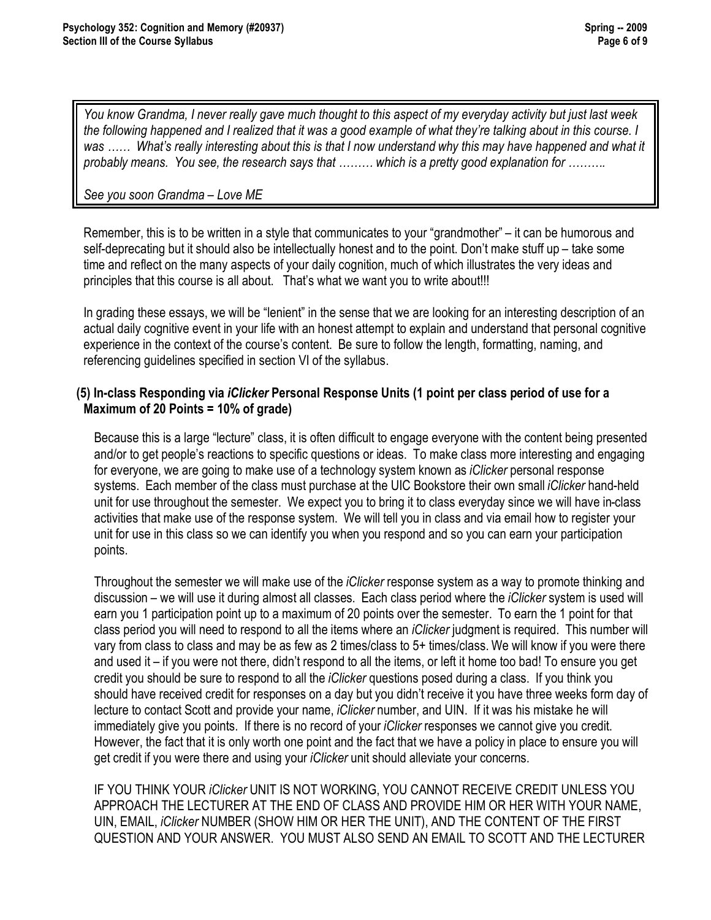> *You know Grandma, I never really gave much thought to this aspect of my everyday activity but just last week the following happened and I realized that it was a good example of what they're talking about in this course. I was …… What's really interesting about this is that I now understand why this may have happened and what it probably means. You see, the research says that ……… which is a pretty good explanation for ……….*
>
> *See you soon Grandma – Love ME*

Remember, this is to be written in a style that communicates to your "grandmother" – it can be humorous and self-deprecating but it should also be intellectually honest and to the point. Don't make stuff up – take some time and reflect on the many aspects of your daily cognition, much of which illustrates the very ideas and principles that this course is all about. That's what we want you to write about!!!

In grading these essays, we will be "lenient" in the sense that we are looking for an interesting description of an actual daily cognitive event in your life with an honest attempt to explain and understand that personal cognitive experience in the context of the course's content. Be sure to follow the length, formatting, naming, and referencing guidelines specified in section VI of the syllabus.

### (5) In-class Responding via *iClicker* Personal Response Units (1 point per class period of use for a Maximum of 20 Points = 10% of grade)

Because this is a large "lecture" class, it is often difficult to engage everyone with the content being presented and/or to get people's reactions to specific questions or ideas. To make class more interesting and engaging for everyone, we are going to make use of a technology system known as *iClicker* personal response systems. Each member of the class must purchase at the UIC Bookstore their own small *iClicker* hand-held unit for use throughout the semester. We expect you to bring it to class everyday since we will have in-class activities that make use of the response system. We will tell you in class and via email how to register your unit for use in this class so we can identify you when you respond and so you can earn your participation points.

Throughout the semester we will make use of the *iClicker* response system as a way to promote thinking and discussion – we will use it during almost all classes. Each class period where the *iClicker* system is used will earn you 1 participation point up to a maximum of 20 points over the semester. To earn the 1 point for that class period you will need to respond to all the items where an *iClicker* judgment is required. This number will vary from class to class and may be as few as 2 times/class to 5+ times/class. We will know if you were there and used it – if you were not there, didn't respond to all the items, or left it home too bad! To ensure you get credit you should be sure to respond to all the *iClicker* questions posed during a class. If you think you should have received credit for responses on a day but you didn't receive it you have three weeks form day of lecture to contact Scott and provide your name, *iClicker* number, and UIN. If it was his mistake he will immediately give you points. If there is no record of your *iClicker* responses we cannot give you credit. However, the fact that it is only worth one point and the fact that we have a policy in place to ensure you will get credit if you were there and using your *iClicker* unit should alleviate your concerns.

IF YOU THINK YOUR *iClicker* UNIT IS NOT WORKING, YOU CANNOT RECEIVE CREDIT UNLESS YOU APPROACH THE LECTURER AT THE END OF CLASS AND PROVIDE HIM OR HER WITH YOUR NAME, UIN, EMAIL, *iClicker* NUMBER (SHOW HIM OR HER THE UNIT), AND THE CONTENT OF THE FIRST QUESTION AND YOUR ANSWER. YOU MUST ALSO SEND AN EMAIL TO SCOTT AND THE LECTURER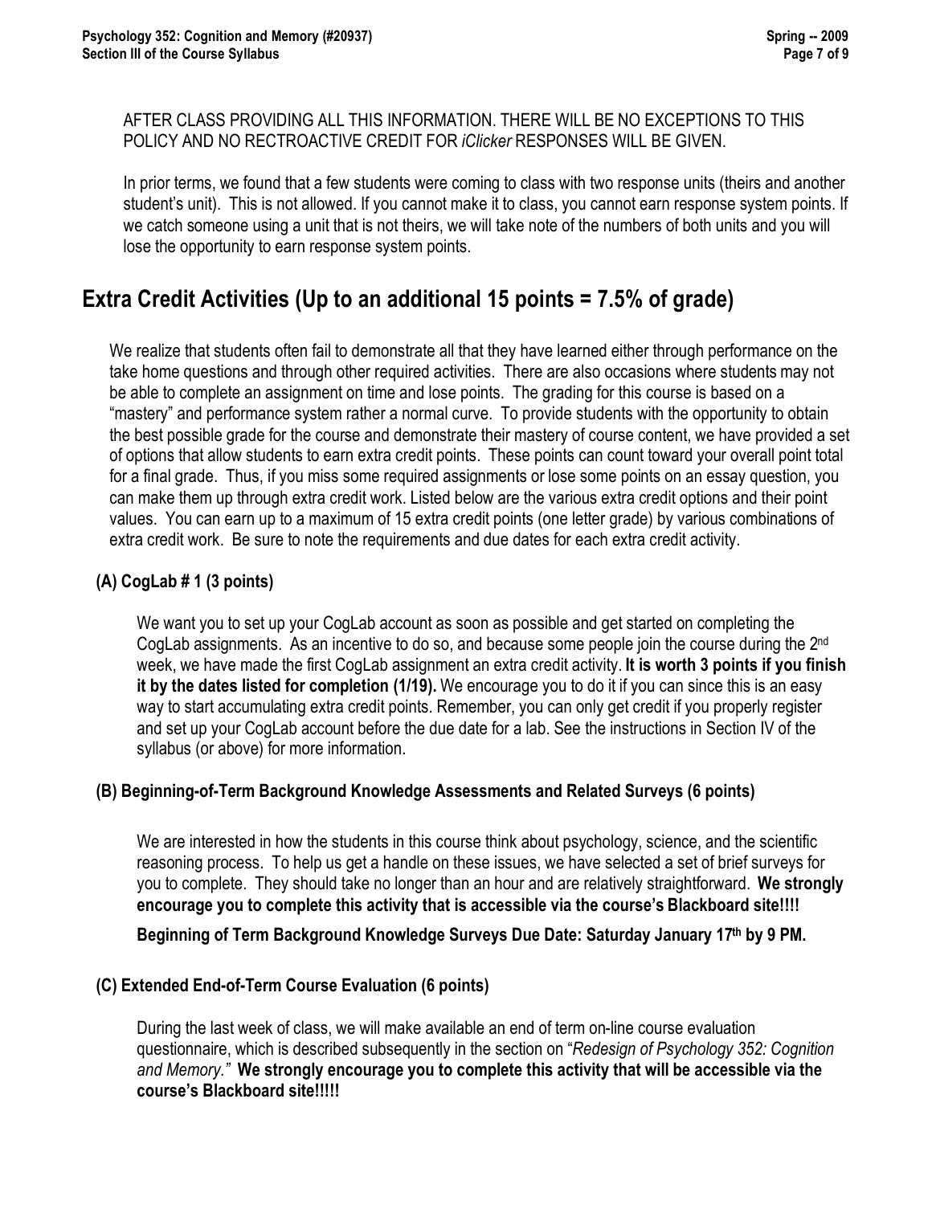AFTER CLASS PROVIDING ALL THIS INFORMATION. THERE WILL BE NO EXCEPTIONS TO THIS POLICY AND NO RECTROACTIVE CREDIT FOR *iClicker* RESPONSES WILL BE GIVEN.

In prior terms, we found that a few students were coming to class with two response units (theirs and another student's unit). This is not allowed. If you cannot make it to class, you cannot earn response system points. If we catch someone using a unit that is not theirs, we will take note of the numbers of both units and you will lose the opportunity to earn response system points.

## Extra Credit Activities (Up to an additional 15 points = 7.5% of grade)

We realize that students often fail to demonstrate all that they have learned either through performance on the take home questions and through other required activities. There are also occasions where students may not be able to complete an assignment on time and lose points. The grading for this course is based on a "mastery" and performance system rather a normal curve. To provide students with the opportunity to obtain the best possible grade for the course and demonstrate their mastery of course content, we have provided a set of options that allow students to earn extra credit points. These points can count toward your overall point total for a final grade. Thus, if you miss some required assignments or lose some points on an essay question, you can make them up through extra credit work. Listed below are the various extra credit options and their point values. You can earn up to a maximum of 15 extra credit points (one letter grade) by various combinations of extra credit work. Be sure to note the requirements and due dates for each extra credit activity.

### (A) CogLab # 1 (3 points)

We want you to set up your CogLab account as soon as possible and get started on completing the CogLab assignments. As an incentive to do so, and because some people join the course during the 2nd week, we have made the first CogLab assignment an extra credit activity. **It is worth 3 points if you finish it by the dates listed for completion (1/19).** We encourage you to do it if you can since this is an easy way to start accumulating extra credit points. Remember, you can only get credit if you properly register and set up your CogLab account before the due date for a lab. See the instructions in Section IV of the syllabus (or above) for more information.

### (B) Beginning-of-Term Background Knowledge Assessments and Related Surveys (6 points)

We are interested in how the students in this course think about psychology, science, and the scientific reasoning process. To help us get a handle on these issues, we have selected a set of brief surveys for you to complete. They should take no longer than an hour and are relatively straightforward. **We strongly encourage you to complete this activity that is accessible via the course's Blackboard site!!!!**

**Beginning of Term Background Knowledge Surveys Due Date: Saturday January 17th by 9 PM.**

### (C) Extended End-of-Term Course Evaluation (6 points)

During the last week of class, we will make available an end of term on-line course evaluation questionnaire, which is described subsequently in the section on "*Redesign of Psychology 352: Cognition and Memory.*" **We strongly encourage you to complete this activity that will be accessible via the course's Blackboard site!!!!!**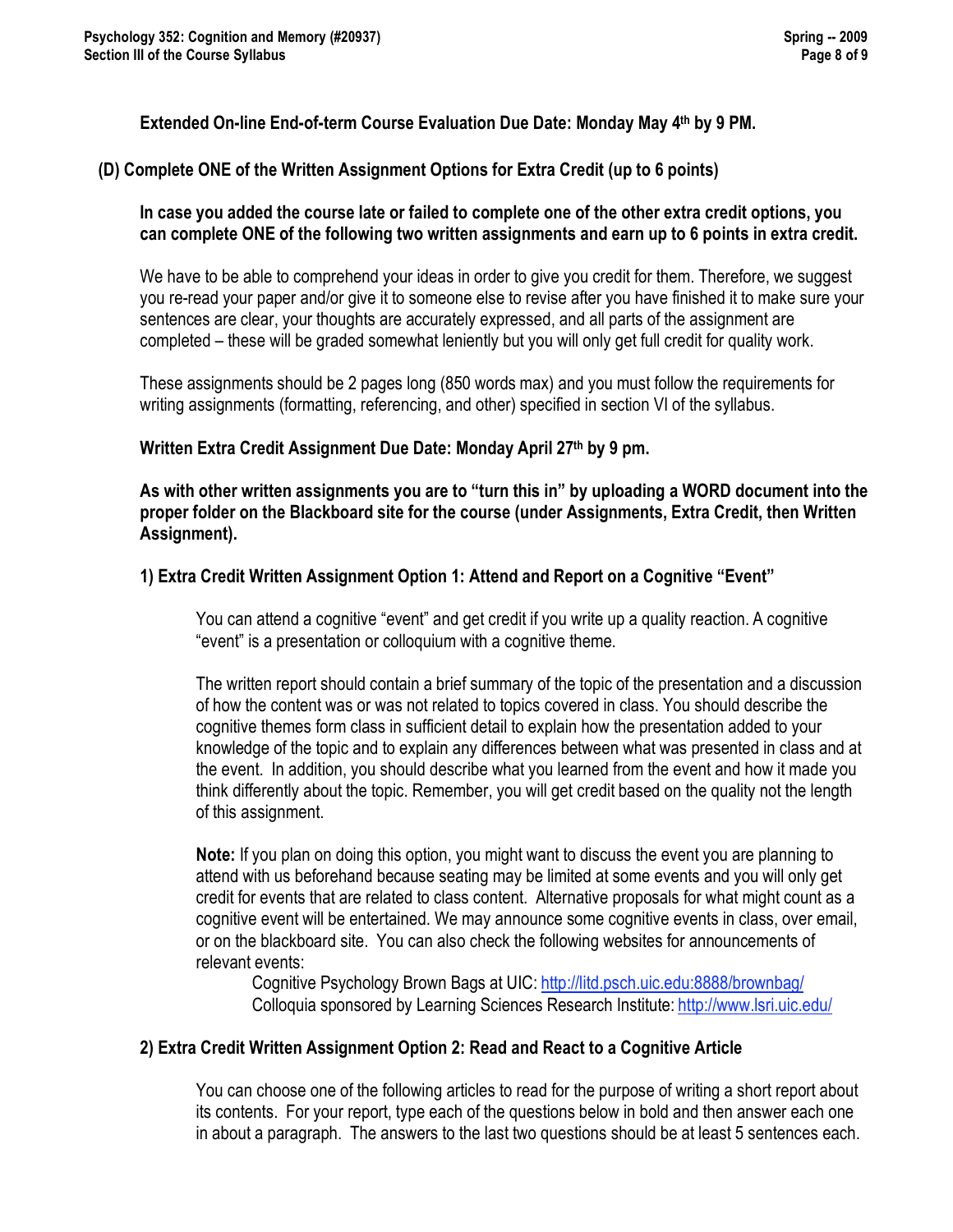**Extended On-line End-of-term Course Evaluation Due Date: Monday May 4th by 9 PM.**

## (D) Complete ONE of the Written Assignment Options for Extra Credit (up to 6 points)

**In case you added the course late or failed to complete one of the other extra credit options, you can complete ONE of the following two written assignments and earn up to 6 points in extra credit.**

We have to be able to comprehend your ideas in order to give you credit for them. Therefore, we suggest you re-read your paper and/or give it to someone else to revise after you have finished it to make sure your sentences are clear, your thoughts are accurately expressed, and all parts of the assignment are completed – these will be graded somewhat leniently but you will only get full credit for quality work.

These assignments should be 2 pages long (850 words max) and you must follow the requirements for writing assignments (formatting, referencing, and other) specified in section VI of the syllabus.

**Written Extra Credit Assignment Due Date: Monday April 27th by 9 pm.**

**As with other written assignments you are to "turn this in" by uploading a WORD document into the proper folder on the Blackboard site for the course (under Assignments, Extra Credit, then Written Assignment).**

### 1) Extra Credit Written Assignment Option 1: Attend and Report on a Cognitive "Event"

You can attend a cognitive "event" and get credit if you write up a quality reaction. A cognitive "event" is a presentation or colloquium with a cognitive theme.

The written report should contain a brief summary of the topic of the presentation and a discussion of how the content was or was not related to topics covered in class. You should describe the cognitive themes form class in sufficient detail to explain how the presentation added to your knowledge of the topic and to explain any differences between what was presented in class and at the event. In addition, you should describe what you learned from the event and how it made you think differently about the topic. Remember, you will get credit based on the quality not the length of this assignment.

**Note:** If you plan on doing this option, you might want to discuss the event you are planning to attend with us beforehand because seating may be limited at some events and you will only get credit for events that are related to class content. Alternative proposals for what might count as a cognitive event will be entertained. We may announce some cognitive events in class, over email, or on the blackboard site. You can also check the following websites for announcements of relevant events:

Cognitive Psychology Brown Bags at UIC: http://litd.psch.uic.edu:8888/brownbag/
Colloquia sponsored by Learning Sciences Research Institute: http://www.lsri.uic.edu/

### 2) Extra Credit Written Assignment Option 2: Read and React to a Cognitive Article

You can choose one of the following articles to read for the purpose of writing a short report about its contents. For your report, type each of the questions below in bold and then answer each one in about a paragraph. The answers to the last two questions should be at least 5 sentences each.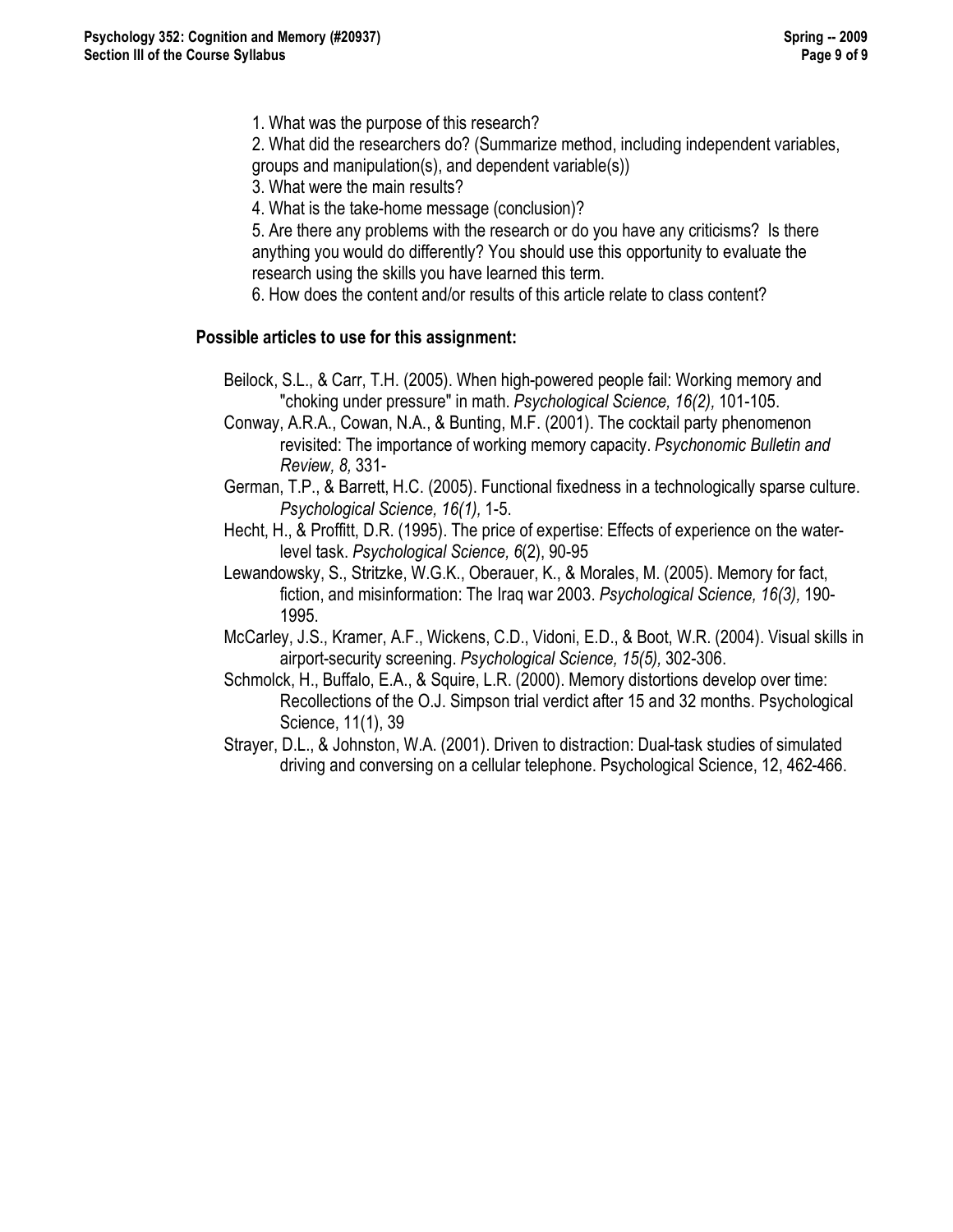1. What was the purpose of this research?
2. What did the researchers do? (Summarize method, including independent variables, groups and manipulation(s), and dependent variable(s))
3. What were the main results?
4. What is the take-home message (conclusion)?
5. Are there any problems with the research or do you have any criticisms? Is there anything you would do differently? You should use this opportunity to evaluate the research using the skills you have learned this term.
6. How does the content and/or results of this article relate to class content?

**Possible articles to use for this assignment:**

Beilock, S.L., & Carr, T.H. (2005). When high-powered people fail: Working memory and "choking under pressure" in math. *Psychological Science, 16(2),* 101-105.

Conway, A.R.A., Cowan, N.A., & Bunting, M.F. (2001). The cocktail party phenomenon revisited: The importance of working memory capacity. *Psychonomic Bulletin and Review, 8,* 331-

German, T.P., & Barrett, H.C. (2005). Functional fixedness in a technologically sparse culture. *Psychological Science, 16(1),* 1-5.

Hecht, H., & Proffitt, D.R. (1995). The price of expertise: Effects of experience on the water-level task. *Psychological Science, 6*(2), 90-95

Lewandowsky, S., Stritzke, W.G.K., Oberauer, K., & Morales, M. (2005). Memory for fact, fiction, and misinformation: The Iraq war 2003. *Psychological Science, 16(3),* 190-1995.

McCarley, J.S., Kramer, A.F., Wickens, C.D., Vidoni, E.D., & Boot, W.R. (2004). Visual skills in airport-security screening. *Psychological Science, 15(5),* 302-306.

Schmolck, H., Buffalo, E.A., & Squire, L.R. (2000). Memory distortions develop over time: Recollections of the O.J. Simpson trial verdict after 15 and 32 months. Psychological Science, 11(1), 39

Strayer, D.L., & Johnston, W.A. (2001). Driven to distraction: Dual-task studies of simulated driving and conversing on a cellular telephone. Psychological Science, 12, 462-466.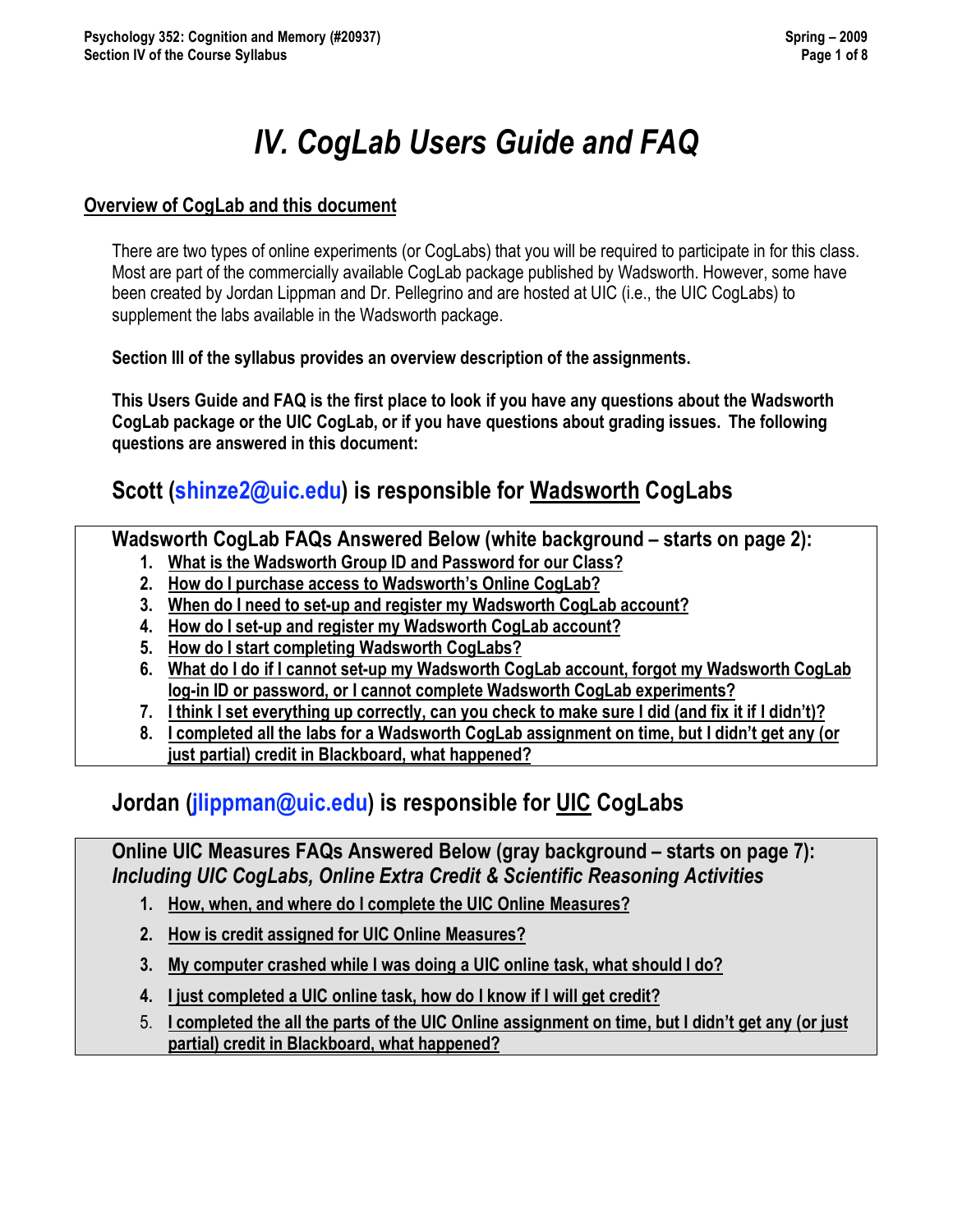# IV. CogLab Users Guide and FAQ

## Overview of CogLab and this document

There are two types of online experiments (or CogLabs) that you will be required to participate in for this class. Most are part of the commercially available CogLab package published by Wadsworth. However, some have been created by Jordan Lippman and Dr. Pellegrino and are hosted at UIC (i.e., the UIC CogLabs) to supplement the labs available in the Wadsworth package.

**Section III of the syllabus provides an overview description of the assignments.**

**This Users Guide and FAQ is the first place to look if you have any questions about the Wadsworth CogLab package or the UIC CogLab, or if you have questions about grading issues. The following questions are answered in this document:**

## Scott (shinze2@uic.edu) is responsible for Wadsworth CogLabs

**Wadsworth CogLab FAQs Answered Below (white background – starts on page 2):**

1. What is the Wadsworth Group ID and Password for our Class?
2. How do I purchase access to Wadsworth's Online CogLab?
3. When do I need to set-up and register my Wadsworth CogLab account?
4. How do I set-up and register my Wadsworth CogLab account?
5. How do I start completing Wadsworth CogLabs?
6. What do I do if I cannot set-up my Wadsworth CogLab account, forgot my Wadsworth CogLab log-in ID or password, or I cannot complete Wadsworth CogLab experiments?
7. I think I set everything up correctly, can you check to make sure I did (and fix it if I didn't)?
8. I completed all the labs for a Wadsworth CogLab assignment on time, but I didn't get any (or just partial) credit in Blackboard, what happened?

## Jordan (jlippman@uic.edu) is responsible for UIC CogLabs

**Online UIC Measures FAQs Answered Below (gray background – starts on page 7):**
***Including UIC CogLabs, Online Extra Credit & Scientific Reasoning Activities***

1. How, when, and where do I complete the UIC Online Measures?
2. How is credit assigned for UIC Online Measures?
3. My computer crashed while I was doing a UIC online task, what should I do?
4. I just completed a UIC online task, how do I know if I will get credit?
5. I completed the all the parts of the UIC Online assignment on time, but I didn't get any (or just partial) credit in Blackboard, what happened?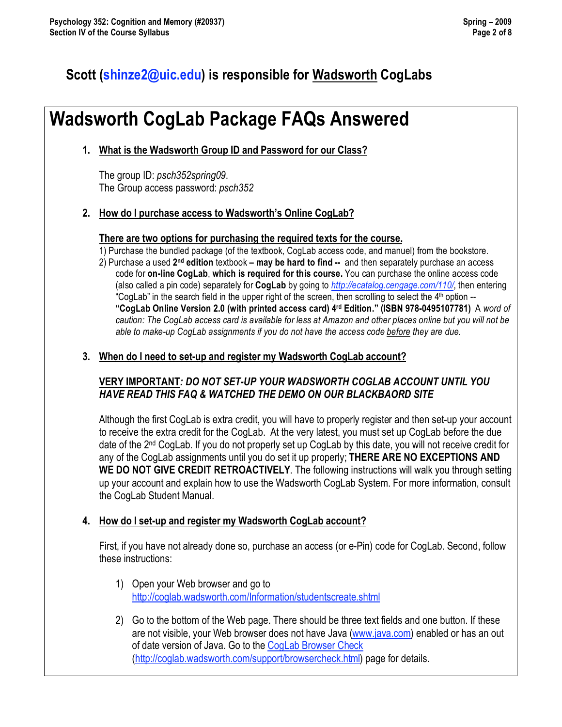## Scott (shinze2@uic.edu) is responsible for Wadsworth CogLabs

# Wadsworth CogLab Package FAQs Answered

1. **What is the Wadsworth Group ID and Password for our Class?**

   The group ID: *psch352spring09*.
   The Group access password: *psch352*

2. **How do I purchase access to Wadsworth's Online CogLab?**

   **There are two options for purchasing the required texts for the course.**

   1) Purchase the bundled package (of the textbook, CogLab access code, and manuel) from the bookstore.
   2) Purchase a used **2nd edition** textbook **– may be hard to find --** and then separately purchase an access code for **on-line CogLab**, **which is required for this course.** You can purchase the online access code (also called a pin code) separately for **CogLab** by going to *http://ecatalog.cengage.com/110/*, then entering "CogLab" in the search field in the upper right of the screen, then scrolling to select the 4th option -- **"CogLab Online Version 2.0 (with printed access card) 4rd Edition." (ISBN 978-0495107781)** A *word of caution: The CogLab access card is available for less at Amazon and other places online but you will not be able to make-up CogLab assignments if you do not have the access code before they are due.*

3. **When do I need to set-up and register my Wadsworth CogLab account?**

   **VERY IMPORTANT*: DO NOT SET-UP YOUR WADSWORTH COGLAB ACCOUNT UNTIL YOU HAVE READ THIS FAQ & WATCHED THE DEMO ON OUR BLACKBOARD SITE***

   Although the first CogLab is extra credit, you will have to properly register and then set-up your account to receive the extra credit for the CogLab. At the very latest, you must set up CogLab before the due date of the 2nd CogLab. If you do not properly set up CogLab by this date, you will not receive credit for any of the CogLab assignments until you do set it up properly; **THERE ARE NO EXCEPTIONS AND WE DO NOT GIVE CREDIT RETROACTIVELY**. The following instructions will walk you through setting up your account and explain how to use the Wadsworth CogLab System. For more information, consult the CogLab Student Manual.

4. **How do I set-up and register my Wadsworth CogLab account?**

   First, if you have not already done so, purchase an access (or e-Pin) code for CogLab. Second, follow these instructions:

   1) Open your Web browser and go to http://coglab.wadsworth.com/Information/studentscreate.shtml
   2) Go to the bottom of the Web page. There should be three text fields and one button. If these are not visible, your Web browser does not have Java (www.java.com) enabled or has an out of date version of Java. Go to the CogLab Browser Check (http://coglab.wadsworth.com/support/browsercheck.html) page for details.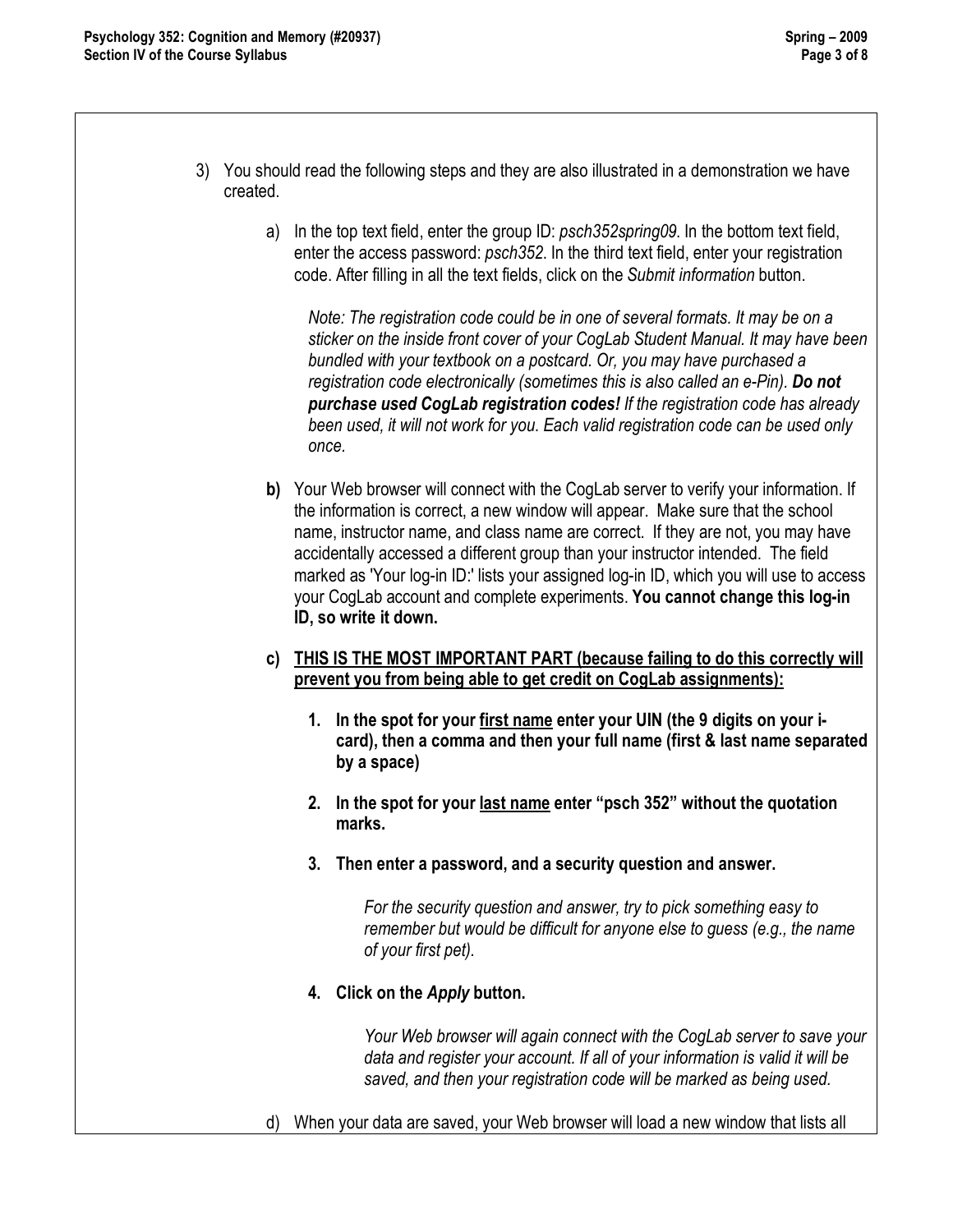3) You should read the following steps and they are also illustrated in a demonstration we have created.

   a) In the top text field, enter the group ID: *psch352spring09*. In the bottom text field, enter the access password: *psch352*. In the third text field, enter your registration code. After filling in all the text fields, click on the *Submit information* button.

      *Note: The registration code could be in one of several formats. It may be on a sticker on the inside front cover of your CogLab Student Manual. It may have been bundled with your textbook on a postcard. Or, you may have purchased a registration code electronically (sometimes this is also called an e-Pin).* ***Do not purchase used CogLab registration codes!*** *If the registration code has already been used, it will not work for you. Each valid registration code can be used only once.*

   **b)** Your Web browser will connect with the CogLab server to verify your information. If the information is correct, a new window will appear. Make sure that the school name, instructor name, and class name are correct. If they are not, you may have accidentally accessed a different group than your instructor intended. The field marked as 'Your log-in ID:' lists your assigned log-in ID, which you will use to access your CogLab account and complete experiments. **You cannot change this log-in ID, so write it down.**

   **c)** **<u>THIS IS THE MOST IMPORTANT PART (because failing to do this correctly will prevent you from being able to get credit on CogLab assignments):</u>**

      1. **In the spot for your <u>first name</u> enter your UIN (the 9 digits on your i-card), then a comma and then your full name (first & last name separated by a space)**

      2. **In the spot for your <u>last name</u> enter "psch 352" without the quotation marks.**

      3. **Then enter a password, and a security question and answer.**

         *For the security question and answer, try to pick something easy to remember but would be difficult for anyone else to guess (e.g., the name of your first pet).*

      4. **Click on the *Apply* button.**

         *Your Web browser will again connect with the CogLab server to save your data and register your account. If all of your information is valid it will be saved, and then your registration code will be marked as being used.*

   d) When your data are saved, your Web browser will load a new window that lists all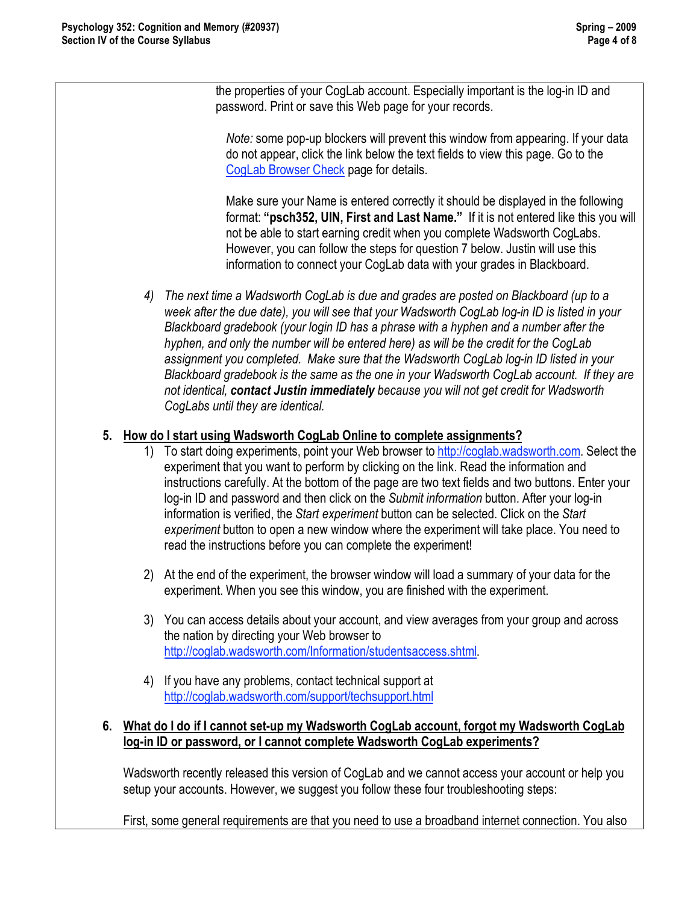the properties of your CogLab account. Especially important is the log-in ID and password. Print or save this Web page for your records.

*Note:* some pop-up blockers will prevent this window from appearing. If your data do not appear, click the link below the text fields to view this page. Go to the CogLab Browser Check page for details.

Make sure your Name is entered correctly it should be displayed in the following format: **"psch352, UIN, First and Last Name."** If it is not entered like this you will not be able to start earning credit when you complete Wadsworth CogLabs. However, you can follow the steps for question 7 below. Justin will use this information to connect your CogLab data with your grades in Blackboard.

4) *The next time a Wadsworth CogLab is due and grades are posted on Blackboard (up to a week after the due date), you will see that your Wadsworth CogLab log-in ID is listed in your Blackboard gradebook (your login ID has a phrase with a hyphen and a number after the hyphen, and only the number will be entered here) as will be the credit for the CogLab assignment you completed. Make sure that the Wadsworth CogLab log-in ID listed in your Blackboard gradebook is the same as the one in your Wadsworth CogLab account. If they are not identical,* ***contact Justin immediately*** *because you will not get credit for Wadsworth CogLabs until they are identical.*

## 5. How do I start using Wadsworth CogLab Online to complete assignments?

1) To start doing experiments, point your Web browser to http://coglab.wadsworth.com. Select the experiment that you want to perform by clicking on the link. Read the information and instructions carefully. At the bottom of the page are two text fields and two buttons. Enter your log-in ID and password and then click on the *Submit information* button. After your log-in information is verified, the *Start experiment* button can be selected. Click on the *Start experiment* button to open a new window where the experiment will take place. You need to read the instructions before you can complete the experiment!

2) At the end of the experiment, the browser window will load a summary of your data for the experiment. When you see this window, you are finished with the experiment.

3) You can access details about your account, and view averages from your group and across the nation by directing your Web browser to http://coglab.wadsworth.com/Information/studentsaccess.shtml.

4) If you have any problems, contact technical support at http://coglab.wadsworth.com/support/techsupport.html

## 6. What do I do if I cannot set-up my Wadsworth CogLab account, forgot my Wadsworth CogLab log-in ID or password, or I cannot complete Wadsworth CogLab experiments?

Wadsworth recently released this version of CogLab and we cannot access your account or help you setup your accounts. However, we suggest you follow these four troubleshooting steps:

First, some general requirements are that you need to use a broadband internet connection. You also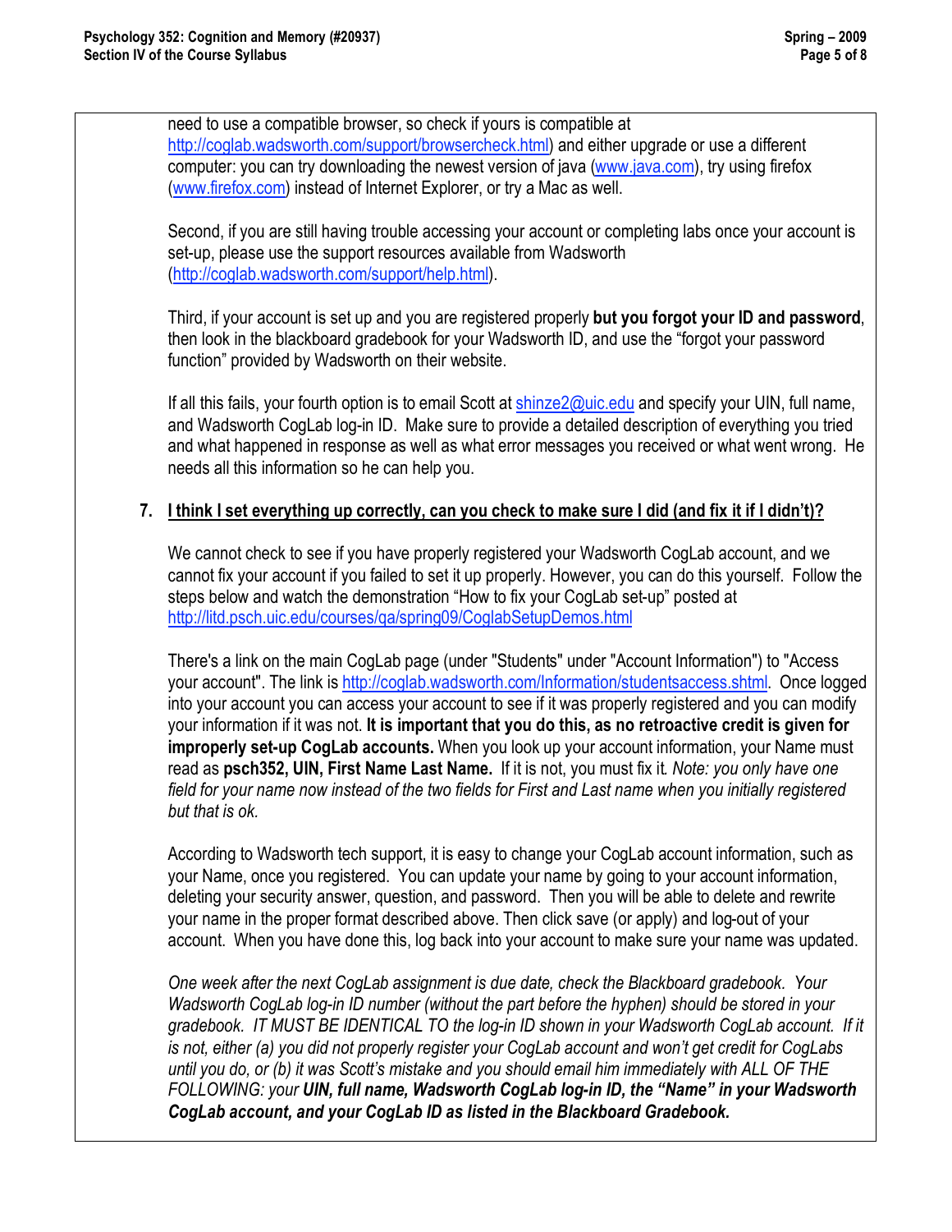need to use a compatible browser, so check if yours is compatible at http://coglab.wadsworth.com/support/browsercheck.html) and either upgrade or use a different computer: you can try downloading the newest version of java (www.java.com), try using firefox (www.firefox.com) instead of Internet Explorer, or try a Mac as well.

Second, if you are still having trouble accessing your account or completing labs once your account is set-up, please use the support resources available from Wadsworth (http://coglab.wadsworth.com/support/help.html).

Third, if your account is set up and you are registered properly **but you forgot your ID and password**, then look in the blackboard gradebook for your Wadsworth ID, and use the "forgot your password function" provided by Wadsworth on their website.

If all this fails, your fourth option is to email Scott at shinze2@uic.edu and specify your UIN, full name, and Wadsworth CogLab log-in ID. Make sure to provide a detailed description of everything you tried and what happened in response as well as what error messages you received or what went wrong. He needs all this information so he can help you.

7. **I think I set everything up correctly, can you check to make sure I did (and fix it if I didn't)?**

We cannot check to see if you have properly registered your Wadsworth CogLab account, and we cannot fix your account if you failed to set it up properly. However, you can do this yourself. Follow the steps below and watch the demonstration "How to fix your CogLab set-up" posted at http://litd.psch.uic.edu/courses/qa/spring09/CoglabSetupDemos.html

There's a link on the main CogLab page (under "Students" under "Account Information") to "Access your account". The link is http://coglab.wadsworth.com/Information/studentsaccess.shtml. Once logged into your account you can access your account to see if it was properly registered and you can modify your information if it was not. **It is important that you do this, as no retroactive credit is given for improperly set-up CogLab accounts.** When you look up your account information, your Name must read as **psch352, UIN, First Name Last Name.** If it is not, you must fix it. *Note: you only have one field for your name now instead of the two fields for First and Last name when you initially registered but that is ok.*

According to Wadsworth tech support, it is easy to change your CogLab account information, such as your Name, once you registered. You can update your name by going to your account information, deleting your security answer, question, and password. Then you will be able to delete and rewrite your name in the proper format described above. Then click save (or apply) and log-out of your account. When you have done this, log back into your account to make sure your name was updated.

*One week after the next CogLab assignment is due date, check the Blackboard gradebook. Your Wadsworth CogLab log-in ID number (without the part before the hyphen) should be stored in your gradebook. IT MUST BE IDENTICAL TO the log-in ID shown in your Wadsworth CogLab account. If it is not, either (a) you did not properly register your CogLab account and won't get credit for CogLabs until you do, or (b) it was Scott's mistake and you should email him immediately with ALL OF THE FOLLOWING: your **UIN, full name, Wadsworth CogLab log-in ID, the "Name" in your Wadsworth CogLab account, and your CogLab ID as listed in the Blackboard Gradebook.***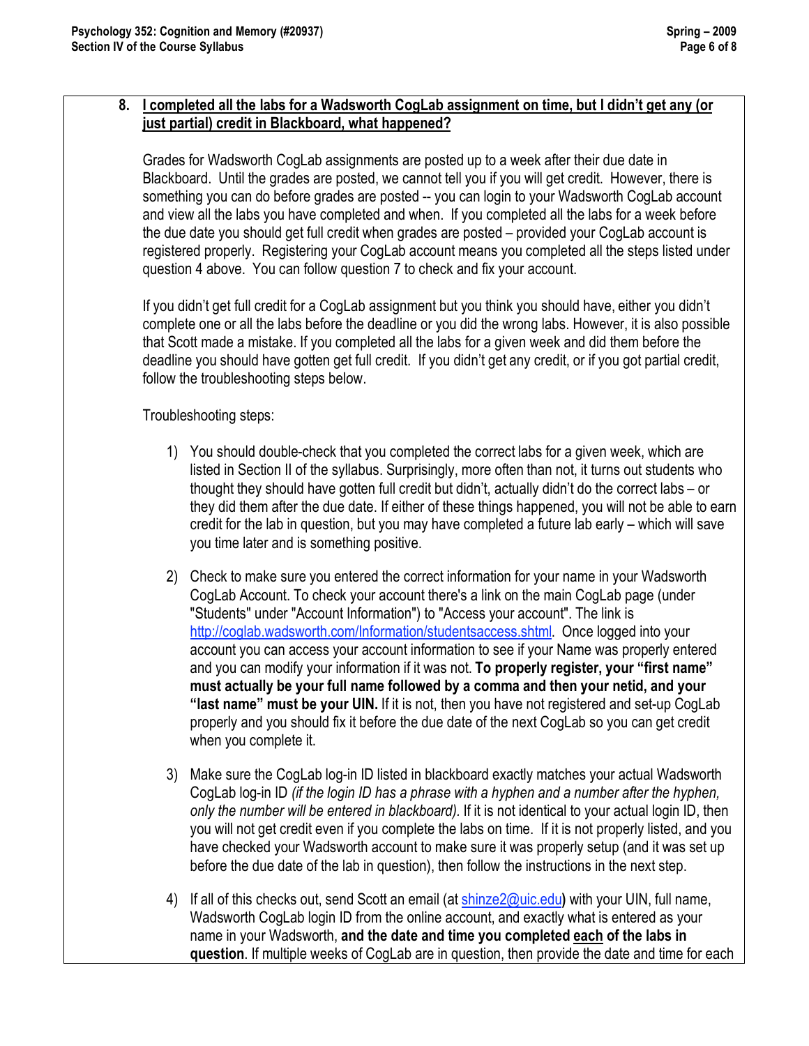**8. I completed all the labs for a Wadsworth CogLab assignment on time, but I didn't get any (or just partial) credit in Blackboard, what happened?**

Grades for Wadsworth CogLab assignments are posted up to a week after their due date in Blackboard. Until the grades are posted, we cannot tell you if you will get credit. However, there is something you can do before grades are posted -- you can login to your Wadsworth CogLab account and view all the labs you have completed and when. If you completed all the labs for a week before the due date you should get full credit when grades are posted – provided your CogLab account is registered properly. Registering your CogLab account means you completed all the steps listed under question 4 above. You can follow question 7 to check and fix your account.

If you didn't get full credit for a CogLab assignment but you think you should have, either you didn't complete one or all the labs before the deadline or you did the wrong labs. However, it is also possible that Scott made a mistake. If you completed all the labs for a given week and did them before the deadline you should have gotten get full credit. If you didn't get any credit, or if you got partial credit, follow the troubleshooting steps below.

Troubleshooting steps:

1) You should double-check that you completed the correct labs for a given week, which are listed in Section II of the syllabus. Surprisingly, more often than not, it turns out students who thought they should have gotten full credit but didn't, actually didn't do the correct labs – or they did them after the due date. If either of these things happened, you will not be able to earn credit for the lab in question, but you may have completed a future lab early – which will save you time later and is something positive.

2) Check to make sure you entered the correct information for your name in your Wadsworth CogLab Account. To check your account there's a link on the main CogLab page (under "Students" under "Account Information") to "Access your account". The link is http://coglab.wadsworth.com/Information/studentsaccess.shtml. Once logged into your account you can access your account information to see if your Name was properly entered and you can modify your information if it was not. **To properly register, your "first name" must actually be your full name followed by a comma and then your netid, and your "last name" must be your UIN.** If it is not, then you have not registered and set-up CogLab properly and you should fix it before the due date of the next CogLab so you can get credit when you complete it.

3) Make sure the CogLab log-in ID listed in blackboard exactly matches your actual Wadsworth CogLab log-in ID *(if the login ID has a phrase with a hyphen and a number after the hyphen, only the number will be entered in blackboard)*. If it is not identical to your actual login ID, then you will not get credit even if you complete the labs on time. If it is not properly listed, and you have checked your Wadsworth account to make sure it was properly setup (and it was set up before the due date of the lab in question), then follow the instructions in the next step.

4) If all of this checks out, send Scott an email (at shinze2@uic.edu) with your UIN, full name, Wadsworth CogLab login ID from the online account, and exactly what is entered as your name in your Wadsworth, **and the date and time you completed each of the labs in question**. If multiple weeks of CogLab are in question, then provide the date and time for each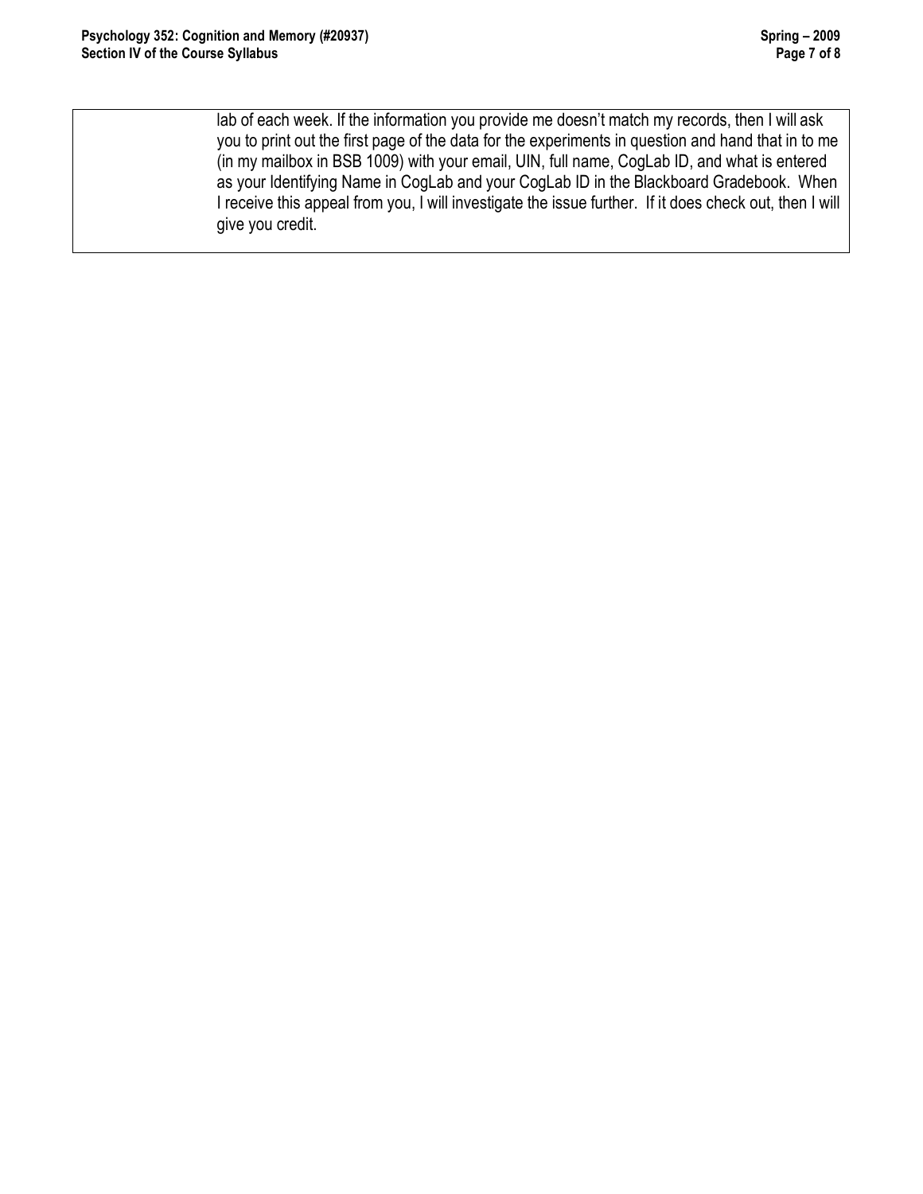lab of each week. If the information you provide me doesn't match my records, then I will ask you to print out the first page of the data for the experiments in question and hand that in to me (in my mailbox in BSB 1009) with your email, UIN, full name, CogLab ID, and what is entered as your Identifying Name in CogLab and your CogLab ID in the Blackboard Gradebook. When I receive this appeal from you, I will investigate the issue further. If it does check out, then I will give you credit.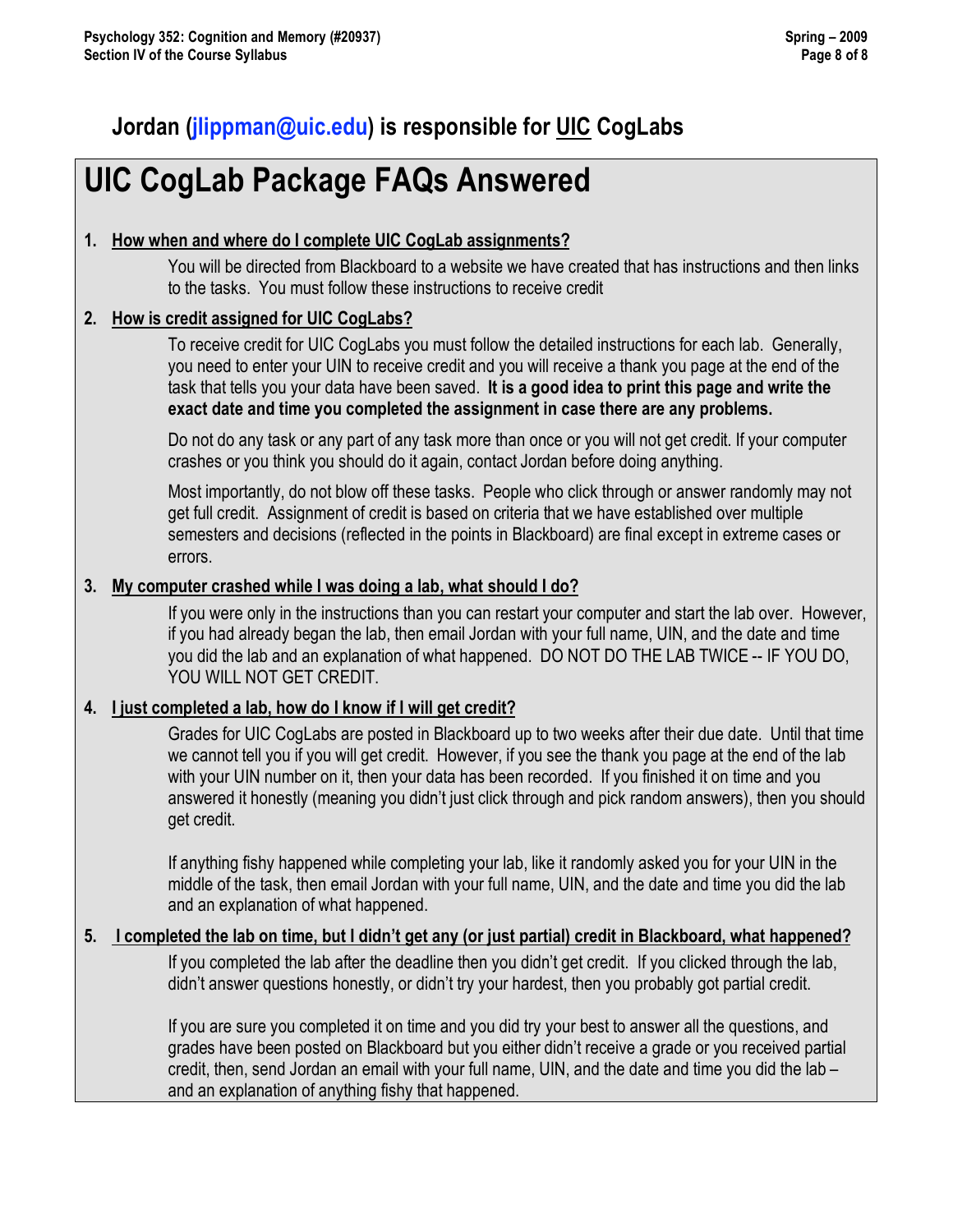## Jordan (jlippman@uic.edu) is responsible for <u>UIC</u> CogLabs

# UIC CogLab Package FAQs Answered

1. **<u>How when and where do I complete UIC CogLab assignments?</u>**

   You will be directed from Blackboard to a website we have created that has instructions and then links to the tasks. You must follow these instructions to receive credit

2. **<u>How is credit assigned for UIC CogLabs?</u>**

   To receive credit for UIC CogLabs you must follow the detailed instructions for each lab. Generally, you need to enter your UIN to receive credit and you will receive a thank you page at the end of the task that tells you your data have been saved. **It is a good idea to print this page and write the exact date and time you completed the assignment in case there are any problems.**

   Do not do any task or any part of any task more than once or you will not get credit. If your computer crashes or you think you should do it again, contact Jordan before doing anything.

   Most importantly, do not blow off these tasks. People who click through or answer randomly may not get full credit. Assignment of credit is based on criteria that we have established over multiple semesters and decisions (reflected in the points in Blackboard) are final except in extreme cases or errors.

3. **<u>My computer crashed while I was doing a lab, what should I do?</u>**

   If you were only in the instructions than you can restart your computer and start the lab over. However, if you had already began the lab, then email Jordan with your full name, UIN, and the date and time you did the lab and an explanation of what happened. DO NOT DO THE LAB TWICE -- IF YOU DO, YOU WILL NOT GET CREDIT.

4. **<u>I just completed a lab, how do I know if I will get credit?</u>**

   Grades for UIC CogLabs are posted in Blackboard up to two weeks after their due date. Until that time we cannot tell you if you will get credit. However, if you see the thank you page at the end of the lab with your UIN number on it, then your data has been recorded. If you finished it on time and you answered it honestly (meaning you didn't just click through and pick random answers), then you should get credit.

   If anything fishy happened while completing your lab, like it randomly asked you for your UIN in the middle of the task, then email Jordan with your full name, UIN, and the date and time you did the lab and an explanation of what happened.

5. **<u>I completed the lab on time, but I didn't get any (or just partial) credit in Blackboard, what happened?</u>**

   If you completed the lab after the deadline then you didn't get credit. If you clicked through the lab, didn't answer questions honestly, or didn't try your hardest, then you probably got partial credit.

   If you are sure you completed it on time and you did try your best to answer all the questions, and grades have been posted on Blackboard but you either didn't receive a grade or you received partial credit, then, send Jordan an email with your full name, UIN, and the date and time you did the lab – and an explanation of anything fishy that happened.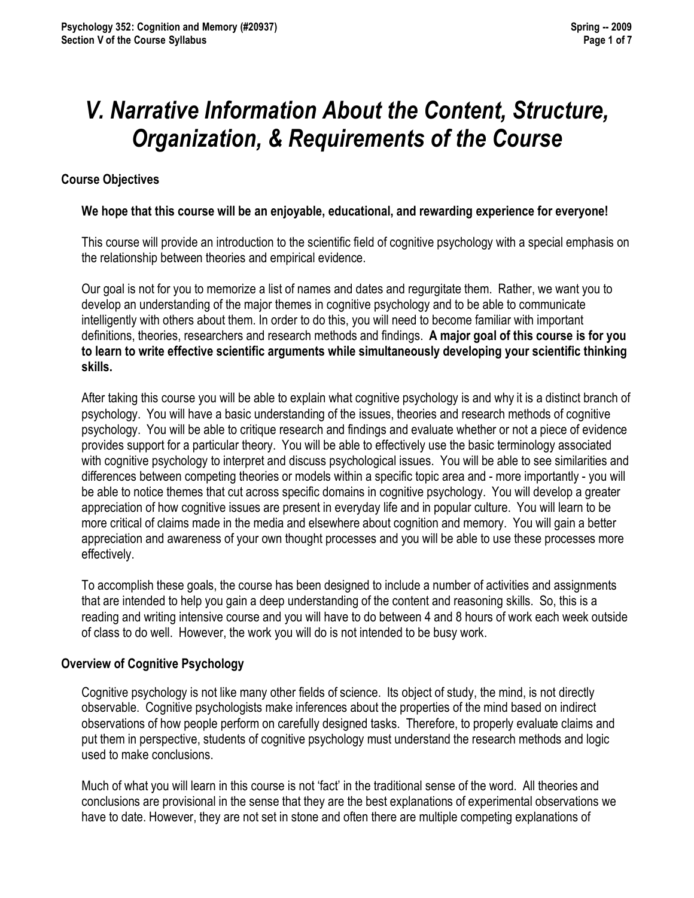# *V. Narrative Information About the Content, Structure, Organization, & Requirements of the Course*

## Course Objectives

**We hope that this course will be an enjoyable, educational, and rewarding experience for everyone!**

This course will provide an introduction to the scientific field of cognitive psychology with a special emphasis on the relationship between theories and empirical evidence.

Our goal is not for you to memorize a list of names and dates and regurgitate them. Rather, we want you to develop an understanding of the major themes in cognitive psychology and to be able to communicate intelligently with others about them. In order to do this, you will need to become familiar with important definitions, theories, researchers and research methods and findings. **A major goal of this course is for you to learn to write effective scientific arguments while simultaneously developing your scientific thinking skills.**

After taking this course you will be able to explain what cognitive psychology is and why it is a distinct branch of psychology. You will have a basic understanding of the issues, theories and research methods of cognitive psychology. You will be able to critique research and findings and evaluate whether or not a piece of evidence provides support for a particular theory. You will be able to effectively use the basic terminology associated with cognitive psychology to interpret and discuss psychological issues. You will be able to see similarities and differences between competing theories or models within a specific topic area and - more importantly - you will be able to notice themes that cut across specific domains in cognitive psychology. You will develop a greater appreciation of how cognitive issues are present in everyday life and in popular culture. You will learn to be more critical of claims made in the media and elsewhere about cognition and memory. You will gain a better appreciation and awareness of your own thought processes and you will be able to use these processes more effectively.

To accomplish these goals, the course has been designed to include a number of activities and assignments that are intended to help you gain a deep understanding of the content and reasoning skills. So, this is a reading and writing intensive course and you will have to do between 4 and 8 hours of work each week outside of class to do well. However, the work you will do is not intended to be busy work.

## Overview of Cognitive Psychology

Cognitive psychology is not like many other fields of science. Its object of study, the mind, is not directly observable. Cognitive psychologists make inferences about the properties of the mind based on indirect observations of how people perform on carefully designed tasks. Therefore, to properly evaluate claims and put them in perspective, students of cognitive psychology must understand the research methods and logic used to make conclusions.

Much of what you will learn in this course is not 'fact' in the traditional sense of the word. All theories and conclusions are provisional in the sense that they are the best explanations of experimental observations we have to date. However, they are not set in stone and often there are multiple competing explanations of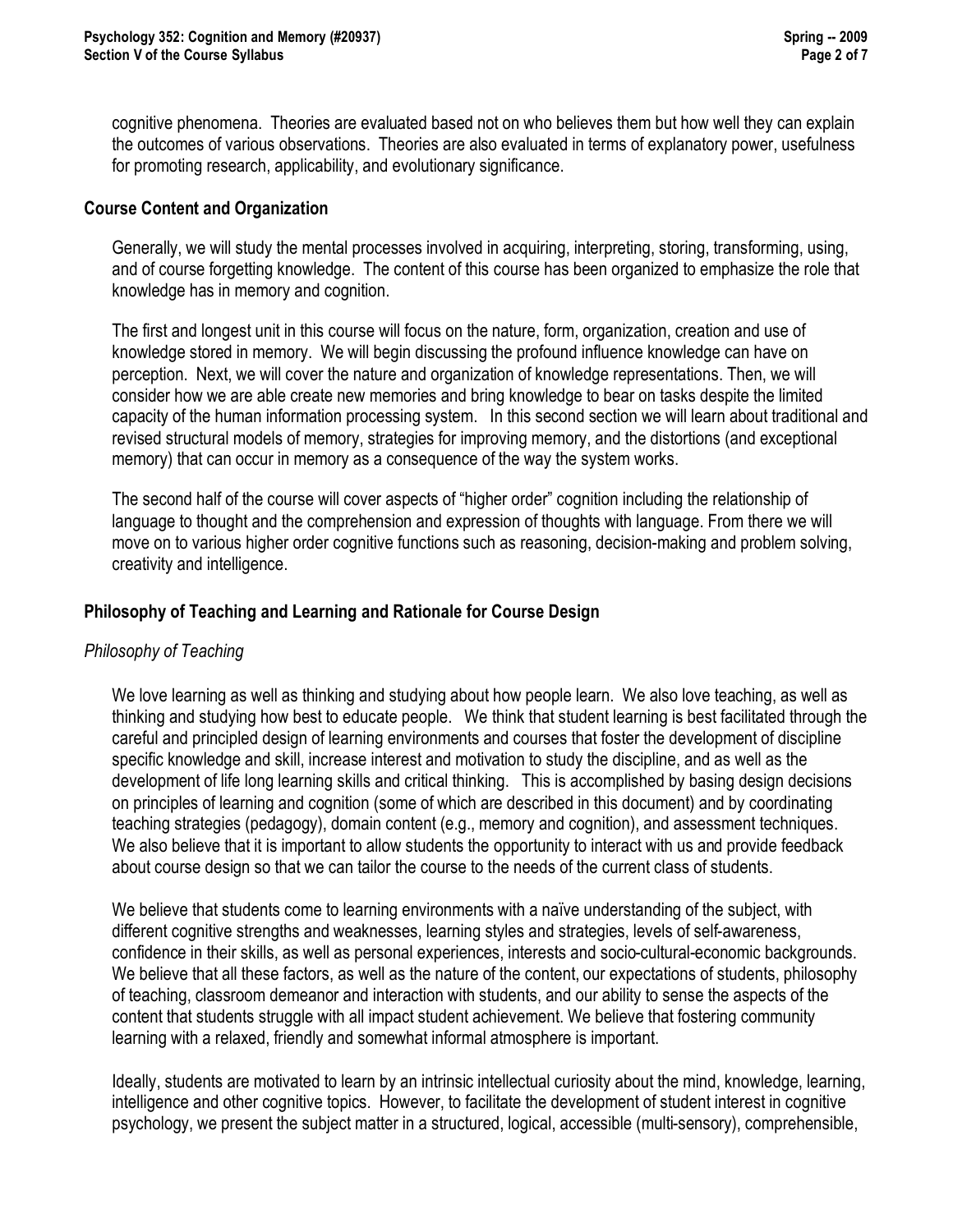cognitive phenomena. Theories are evaluated based not on who believes them but how well they can explain the outcomes of various observations. Theories are also evaluated in terms of explanatory power, usefulness for promoting research, applicability, and evolutionary significance.

## Course Content and Organization

Generally, we will study the mental processes involved in acquiring, interpreting, storing, transforming, using, and of course forgetting knowledge. The content of this course has been organized to emphasize the role that knowledge has in memory and cognition.

The first and longest unit in this course will focus on the nature, form, organization, creation and use of knowledge stored in memory. We will begin discussing the profound influence knowledge can have on perception. Next, we will cover the nature and organization of knowledge representations. Then, we will consider how we are able create new memories and bring knowledge to bear on tasks despite the limited capacity of the human information processing system. In this second section we will learn about traditional and revised structural models of memory, strategies for improving memory, and the distortions (and exceptional memory) that can occur in memory as a consequence of the way the system works.

The second half of the course will cover aspects of "higher order" cognition including the relationship of language to thought and the comprehension and expression of thoughts with language. From there we will move on to various higher order cognitive functions such as reasoning, decision-making and problem solving, creativity and intelligence.

## Philosophy of Teaching and Learning and Rationale for Course Design

### *Philosophy of Teaching*

We love learning as well as thinking and studying about how people learn. We also love teaching, as well as thinking and studying how best to educate people. We think that student learning is best facilitated through the careful and principled design of learning environments and courses that foster the development of discipline specific knowledge and skill, increase interest and motivation to study the discipline, and as well as the development of life long learning skills and critical thinking. This is accomplished by basing design decisions on principles of learning and cognition (some of which are described in this document) and by coordinating teaching strategies (pedagogy), domain content (e.g., memory and cognition), and assessment techniques. We also believe that it is important to allow students the opportunity to interact with us and provide feedback about course design so that we can tailor the course to the needs of the current class of students.

We believe that students come to learning environments with a naïve understanding of the subject, with different cognitive strengths and weaknesses, learning styles and strategies, levels of self-awareness, confidence in their skills, as well as personal experiences, interests and socio-cultural-economic backgrounds. We believe that all these factors, as well as the nature of the content, our expectations of students, philosophy of teaching, classroom demeanor and interaction with students, and our ability to sense the aspects of the content that students struggle with all impact student achievement. We believe that fostering community learning with a relaxed, friendly and somewhat informal atmosphere is important.

Ideally, students are motivated to learn by an intrinsic intellectual curiosity about the mind, knowledge, learning, intelligence and other cognitive topics. However, to facilitate the development of student interest in cognitive psychology, we present the subject matter in a structured, logical, accessible (multi-sensory), comprehensible,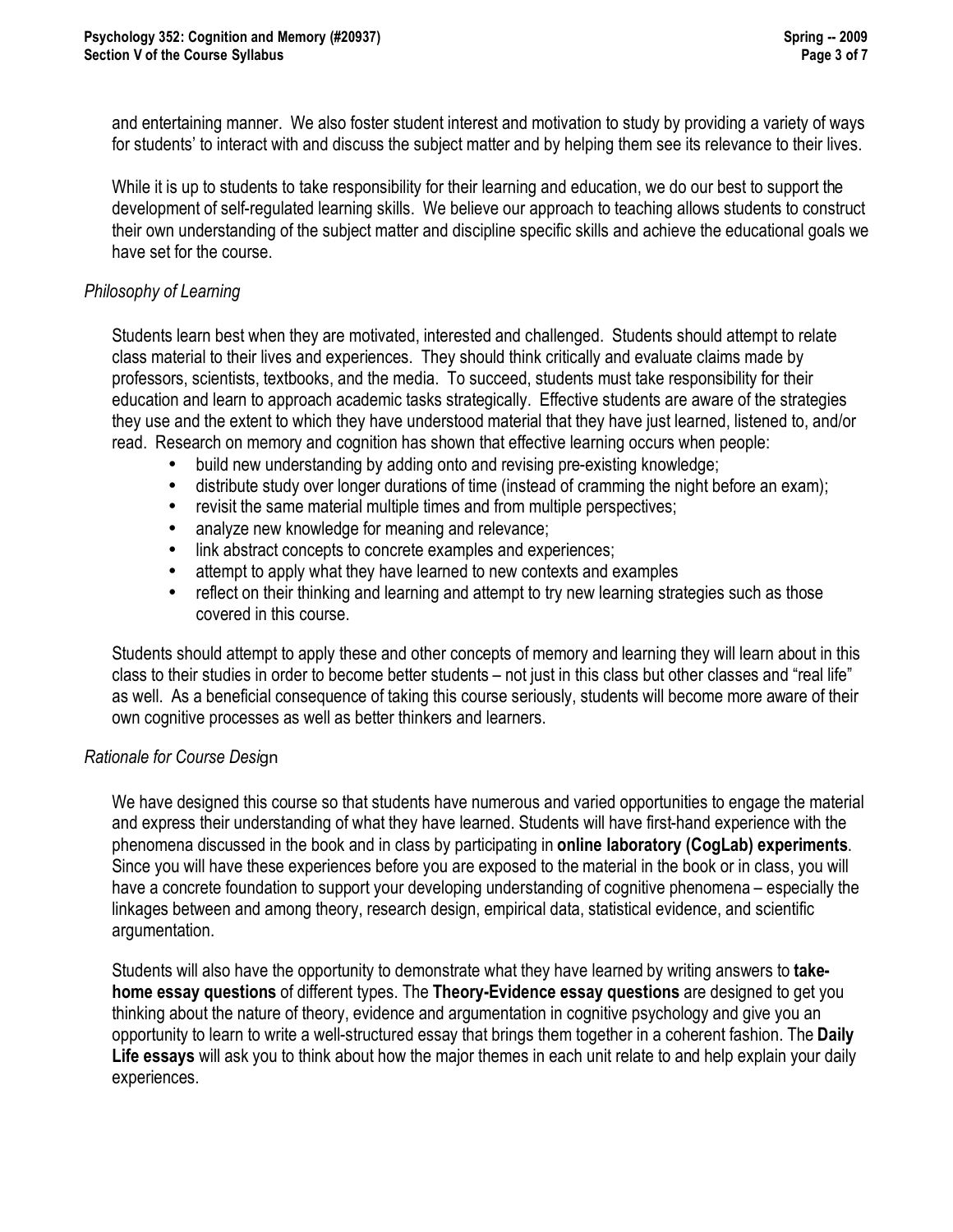and entertaining manner. We also foster student interest and motivation to study by providing a variety of ways for students' to interact with and discuss the subject matter and by helping them see its relevance to their lives.

While it is up to students to take responsibility for their learning and education, we do our best to support the development of self-regulated learning skills. We believe our approach to teaching allows students to construct their own understanding of the subject matter and discipline specific skills and achieve the educational goals we have set for the course.

*Philosophy of Learning*

Students learn best when they are motivated, interested and challenged. Students should attempt to relate class material to their lives and experiences. They should think critically and evaluate claims made by professors, scientists, textbooks, and the media. To succeed, students must take responsibility for their education and learn to approach academic tasks strategically. Effective students are aware of the strategies they use and the extent to which they have understood material that they have just learned, listened to, and/or read. Research on memory and cognition has shown that effective learning occurs when people:

- build new understanding by adding onto and revising pre-existing knowledge;
- distribute study over longer durations of time (instead of cramming the night before an exam);
- revisit the same material multiple times and from multiple perspectives;
- analyze new knowledge for meaning and relevance;
- link abstract concepts to concrete examples and experiences;
- attempt to apply what they have learned to new contexts and examples
- reflect on their thinking and learning and attempt to try new learning strategies such as those covered in this course.

Students should attempt to apply these and other concepts of memory and learning they will learn about in this class to their studies in order to become better students – not just in this class but other classes and "real life" as well. As a beneficial consequence of taking this course seriously, students will become more aware of their own cognitive processes as well as better thinkers and learners.

*Rationale for Course Design*

We have designed this course so that students have numerous and varied opportunities to engage the material and express their understanding of what they have learned. Students will have first-hand experience with the phenomena discussed in the book and in class by participating in **online laboratory (CogLab) experiments**. Since you will have these experiences before you are exposed to the material in the book or in class, you will have a concrete foundation to support your developing understanding of cognitive phenomena – especially the linkages between and among theory, research design, empirical data, statistical evidence, and scientific argumentation.

Students will also have the opportunity to demonstrate what they have learned by writing answers to **take-home essay questions** of different types. The **Theory-Evidence essay questions** are designed to get you thinking about the nature of theory, evidence and argumentation in cognitive psychology and give you an opportunity to learn to write a well-structured essay that brings them together in a coherent fashion. The **Daily Life essays** will ask you to think about how the major themes in each unit relate to and help explain your daily experiences.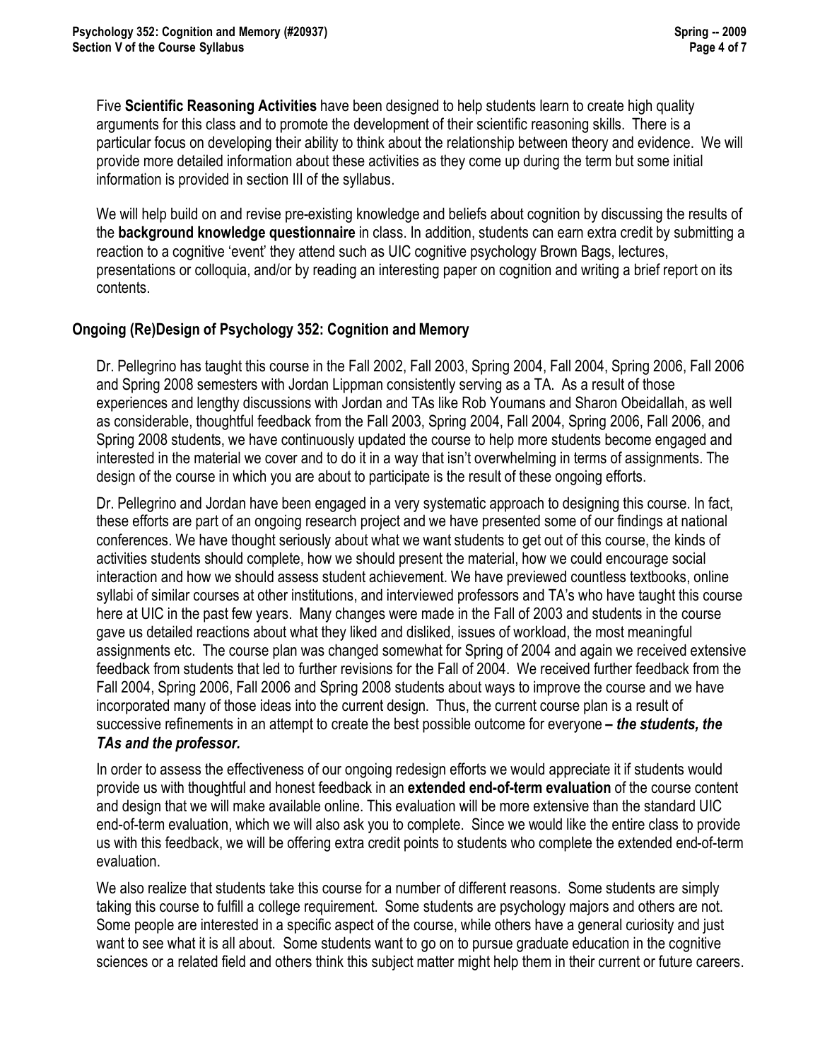Five **Scientific Reasoning Activities** have been designed to help students learn to create high quality arguments for this class and to promote the development of their scientific reasoning skills. There is a particular focus on developing their ability to think about the relationship between theory and evidence. We will provide more detailed information about these activities as they come up during the term but some initial information is provided in section III of the syllabus.

We will help build on and revise pre-existing knowledge and beliefs about cognition by discussing the results of the **background knowledge questionnaire** in class. In addition, students can earn extra credit by submitting a reaction to a cognitive 'event' they attend such as UIC cognitive psychology Brown Bags, lectures, presentations or colloquia, and/or by reading an interesting paper on cognition and writing a brief report on its contents.

## Ongoing (Re)Design of Psychology 352: Cognition and Memory

Dr. Pellegrino has taught this course in the Fall 2002, Fall 2003, Spring 2004, Fall 2004, Spring 2006, Fall 2006 and Spring 2008 semesters with Jordan Lippman consistently serving as a TA. As a result of those experiences and lengthy discussions with Jordan and TAs like Rob Youmans and Sharon Obeidallah, as well as considerable, thoughtful feedback from the Fall 2003, Spring 2004, Fall 2004, Spring 2006, Fall 2006, and Spring 2008 students, we have continuously updated the course to help more students become engaged and interested in the material we cover and to do it in a way that isn't overwhelming in terms of assignments. The design of the course in which you are about to participate is the result of these ongoing efforts.

Dr. Pellegrino and Jordan have been engaged in a very systematic approach to designing this course. In fact, these efforts are part of an ongoing research project and we have presented some of our findings at national conferences. We have thought seriously about what we want students to get out of this course, the kinds of activities students should complete, how we should present the material, how we could encourage social interaction and how we should assess student achievement. We have previewed countless textbooks, online syllabi of similar courses at other institutions, and interviewed professors and TA's who have taught this course here at UIC in the past few years. Many changes were made in the Fall of 2003 and students in the course gave us detailed reactions about what they liked and disliked, issues of workload, the most meaningful assignments etc. The course plan was changed somewhat for Spring of 2004 and again we received extensive feedback from students that led to further revisions for the Fall of 2004. We received further feedback from the Fall 2004, Spring 2006, Fall 2006 and Spring 2008 students about ways to improve the course and we have incorporated many of those ideas into the current design. Thus, the current course plan is a result of successive refinements in an attempt to create the best possible outcome for everyone ***– the students, the TAs and the professor.***

In order to assess the effectiveness of our ongoing redesign efforts we would appreciate it if students would provide us with thoughtful and honest feedback in an **extended end-of-term evaluation** of the course content and design that we will make available online. This evaluation will be more extensive than the standard UIC end-of-term evaluation, which we will also ask you to complete. Since we would like the entire class to provide us with this feedback, we will be offering extra credit points to students who complete the extended end-of-term evaluation.

We also realize that students take this course for a number of different reasons. Some students are simply taking this course to fulfill a college requirement. Some students are psychology majors and others are not. Some people are interested in a specific aspect of the course, while others have a general curiosity and just want to see what it is all about. Some students want to go on to pursue graduate education in the cognitive sciences or a related field and others think this subject matter might help them in their current or future careers.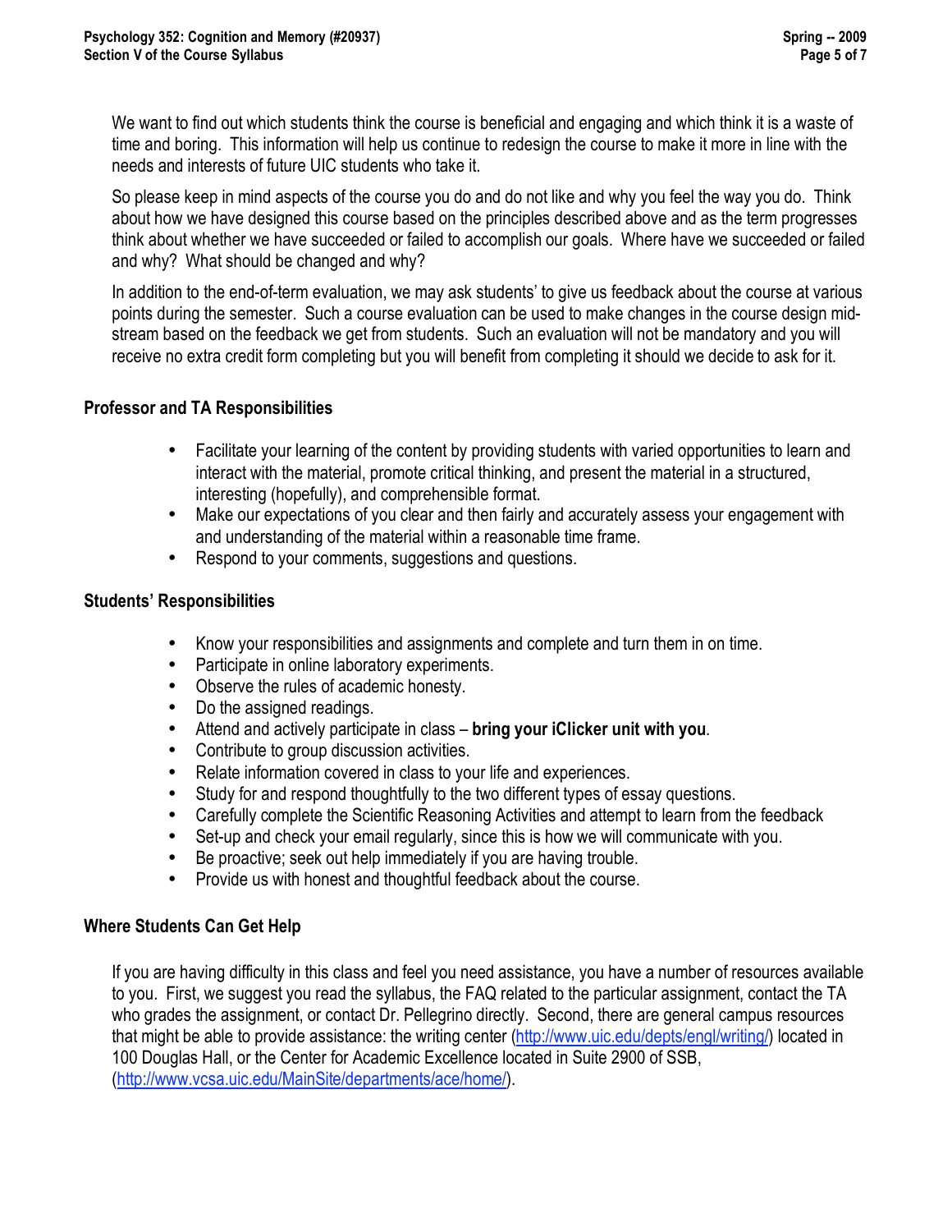We want to find out which students think the course is beneficial and engaging and which think it is a waste of time and boring. This information will help us continue to redesign the course to make it more in line with the needs and interests of future UIC students who take it.

So please keep in mind aspects of the course you do and do not like and why you feel the way you do. Think about how we have designed this course based on the principles described above and as the term progresses think about whether we have succeeded or failed to accomplish our goals. Where have we succeeded or failed and why? What should be changed and why?

In addition to the end-of-term evaluation, we may ask students' to give us feedback about the course at various points during the semester. Such a course evaluation can be used to make changes in the course design mid-stream based on the feedback we get from students. Such an evaluation will not be mandatory and you will receive no extra credit form completing but you will benefit from completing it should we decide to ask for it.

### Professor and TA Responsibilities

- Facilitate your learning of the content by providing students with varied opportunities to learn and interact with the material, promote critical thinking, and present the material in a structured, interesting (hopefully), and comprehensible format.
- Make our expectations of you clear and then fairly and accurately assess your engagement with and understanding of the material within a reasonable time frame.
- Respond to your comments, suggestions and questions.

### Students' Responsibilities

- Know your responsibilities and assignments and complete and turn them in on time.
- Participate in online laboratory experiments.
- Observe the rules of academic honesty.
- Do the assigned readings.
- Attend and actively participate in class – **bring your iClicker unit with you**.
- Contribute to group discussion activities.
- Relate information covered in class to your life and experiences.
- Study for and respond thoughtfully to the two different types of essay questions.
- Carefully complete the Scientific Reasoning Activities and attempt to learn from the feedback
- Set-up and check your email regularly, since this is how we will communicate with you.
- Be proactive; seek out help immediately if you are having trouble.
- Provide us with honest and thoughtful feedback about the course.

### Where Students Can Get Help

If you are having difficulty in this class and feel you need assistance, you have a number of resources available to you. First, we suggest you read the syllabus, the FAQ related to the particular assignment, contact the TA who grades the assignment, or contact Dr. Pellegrino directly. Second, there are general campus resources that might be able to provide assistance: the writing center (http://www.uic.edu/depts/engl/writing/) located in 100 Douglas Hall, or the Center for Academic Excellence located in Suite 2900 of SSB, (http://www.vcsa.uic.edu/MainSite/departments/ace/home/).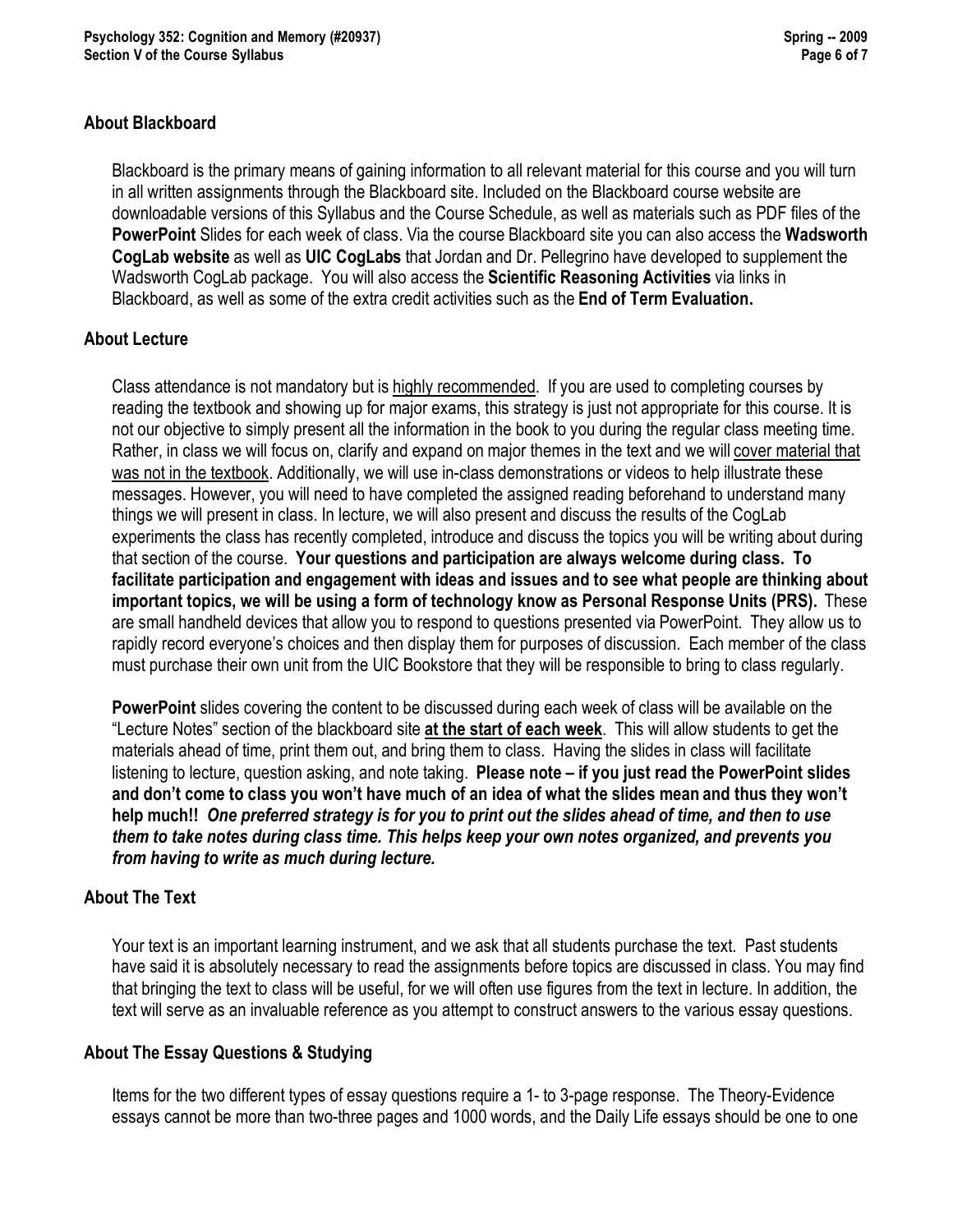## About Blackboard

Blackboard is the primary means of gaining information to all relevant material for this course and you will turn in all written assignments through the Blackboard site. Included on the Blackboard course website are downloadable versions of this Syllabus and the Course Schedule, as well as materials such as PDF files of the **PowerPoint** Slides for each week of class. Via the course Blackboard site you can also access the **Wadsworth CogLab website** as well as **UIC CogLabs** that Jordan and Dr. Pellegrino have developed to supplement the Wadsworth CogLab package. You will also access the **Scientific Reasoning Activities** via links in Blackboard, as well as some of the extra credit activities such as the **End of Term Evaluation.**

## About Lecture

Class attendance is not mandatory but is <u>highly recommended</u>. If you are used to completing courses by reading the textbook and showing up for major exams, this strategy is just not appropriate for this course. It is not our objective to simply present all the information in the book to you during the regular class meeting time. Rather, in class we will focus on, clarify and expand on major themes in the text and we will <u>cover material that was not in the textbook</u>. Additionally, we will use in-class demonstrations or videos to help illustrate these messages. However, you will need to have completed the assigned reading beforehand to understand many things we will present in class. In lecture, we will also present and discuss the results of the CogLab experiments the class has recently completed, introduce and discuss the topics you will be writing about during that section of the course. **Your questions and participation are always welcome during class. To facilitate participation and engagement with ideas and issues and to see what people are thinking about important topics, we will be using a form of technology know as Personal Response Units (PRS).** These are small handheld devices that allow you to respond to questions presented via PowerPoint. They allow us to rapidly record everyone's choices and then display them for purposes of discussion. Each member of the class must purchase their own unit from the UIC Bookstore that they will be responsible to bring to class regularly.

**PowerPoint** slides covering the content to be discussed during each week of class will be available on the "Lecture Notes" section of the blackboard site **<u>at the start of each week</u>**. This will allow students to get the materials ahead of time, print them out, and bring them to class. Having the slides in class will facilitate listening to lecture, question asking, and note taking. **Please note – if you just read the PowerPoint slides and don't come to class you won't have much of an idea of what the slides mean and thus they won't help much!!** ***One preferred strategy is for you to print out the slides ahead of time, and then to use them to take notes during class time. This helps keep your own notes organized, and prevents you from having to write as much during lecture.***

## About The Text

Your text is an important learning instrument, and we ask that all students purchase the text. Past students have said it is absolutely necessary to read the assignments before topics are discussed in class. You may find that bringing the text to class will be useful, for we will often use figures from the text in lecture. In addition, the text will serve as an invaluable reference as you attempt to construct answers to the various essay questions.

## About The Essay Questions & Studying

Items for the two different types of essay questions require a 1- to 3-page response. The Theory-Evidence essays cannot be more than two-three pages and 1000 words, and the Daily Life essays should be one to one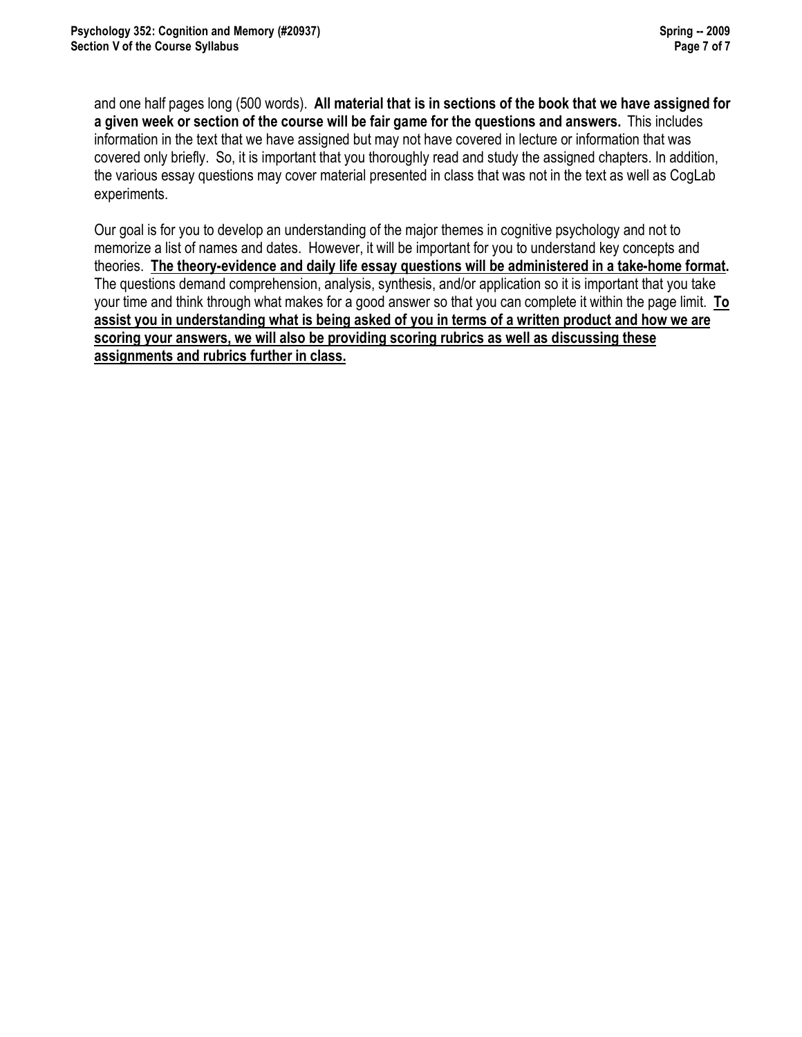and one half pages long (500 words). **All material that is in sections of the book that we have assigned for a given week or section of the course will be fair game for the questions and answers.** This includes information in the text that we have assigned but may not have covered in lecture or information that was covered only briefly. So, it is important that you thoroughly read and study the assigned chapters. In addition, the various essay questions may cover material presented in class that was not in the text as well as CogLab experiments.

Our goal is for you to develop an understanding of the major themes in cognitive psychology and not to memorize a list of names and dates. However, it will be important for you to understand key concepts and theories. **The theory-evidence and daily life essay questions will be administered in a take-home format.** The questions demand comprehension, analysis, synthesis, and/or application so it is important that you take your time and think through what makes for a good answer so that you can complete it within the page limit. **To assist you in understanding what is being asked of you in terms of a written product and how we are scoring your answers, we will also be providing scoring rubrics as well as discussing these assignments and rubrics further in class.**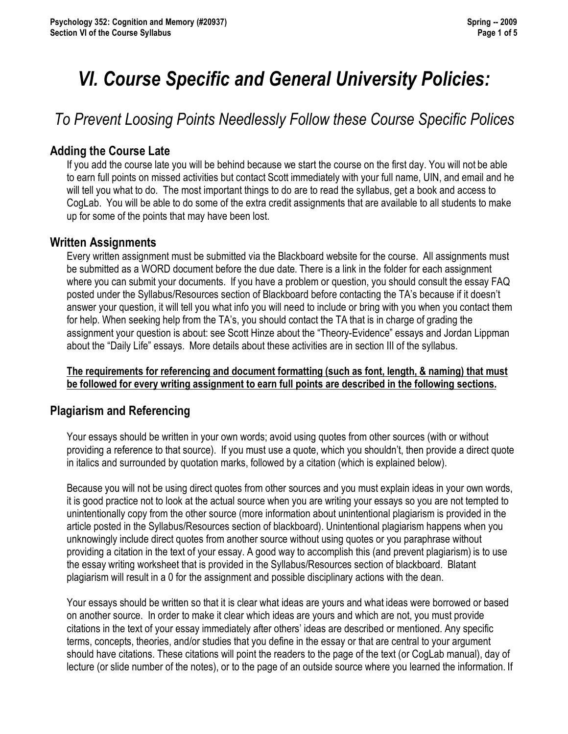# VI. Course Specific and General University Policies:

## *To Prevent Loosing Points Needlessly Follow these Course Specific Polices*

### Adding the Course Late

If you add the course late you will be behind because we start the course on the first day. You will not be able to earn full points on missed activities but contact Scott immediately with your full name, UIN, and email and he will tell you what to do. The most important things to do are to read the syllabus, get a book and access to CogLab. You will be able to do some of the extra credit assignments that are available to all students to make up for some of the points that may have been lost.

### Written Assignments

Every written assignment must be submitted via the Blackboard website for the course. All assignments must be submitted as a WORD document before the due date. There is a link in the folder for each assignment where you can submit your documents. If you have a problem or question, you should consult the essay FAQ posted under the Syllabus/Resources section of Blackboard before contacting the TA's because if it doesn't answer your question, it will tell you what info you will need to include or bring with you when you contact them for help. When seeking help from the TA's, you should contact the TA that is in charge of grading the assignment your question is about: see Scott Hinze about the "Theory-Evidence" essays and Jordan Lippman about the "Daily Life" essays. More details about these activities are in section III of the syllabus.

**<u>The requirements for referencing and document formatting (such as font, length, & naming) that must be followed for every writing assignment to earn full points are described in the following sections.</u>**

### Plagiarism and Referencing

Your essays should be written in your own words; avoid using quotes from other sources (with or without providing a reference to that source). If you must use a quote, which you shouldn't, then provide a direct quote in italics and surrounded by quotation marks, followed by a citation (which is explained below).

Because you will not be using direct quotes from other sources and you must explain ideas in your own words, it is good practice not to look at the actual source when you are writing your essays so you are not tempted to unintentionally copy from the other source (more information about unintentional plagiarism is provided in the article posted in the Syllabus/Resources section of blackboard). Unintentional plagiarism happens when you unknowingly include direct quotes from another source without using quotes or you paraphrase without providing a citation in the text of your essay. A good way to accomplish this (and prevent plagiarism) is to use the essay writing worksheet that is provided in the Syllabus/Resources section of blackboard. Blatant plagiarism will result in a 0 for the assignment and possible disciplinary actions with the dean.

Your essays should be written so that it is clear what ideas are yours and what ideas were borrowed or based on another source. In order to make it clear which ideas are yours and which are not, you must provide citations in the text of your essay immediately after others' ideas are described or mentioned. Any specific terms, concepts, theories, and/or studies that you define in the essay or that are central to your argument should have citations. These citations will point the readers to the page of the text (or CogLab manual), day of lecture (or slide number of the notes), or to the page of an outside source where you learned the information. If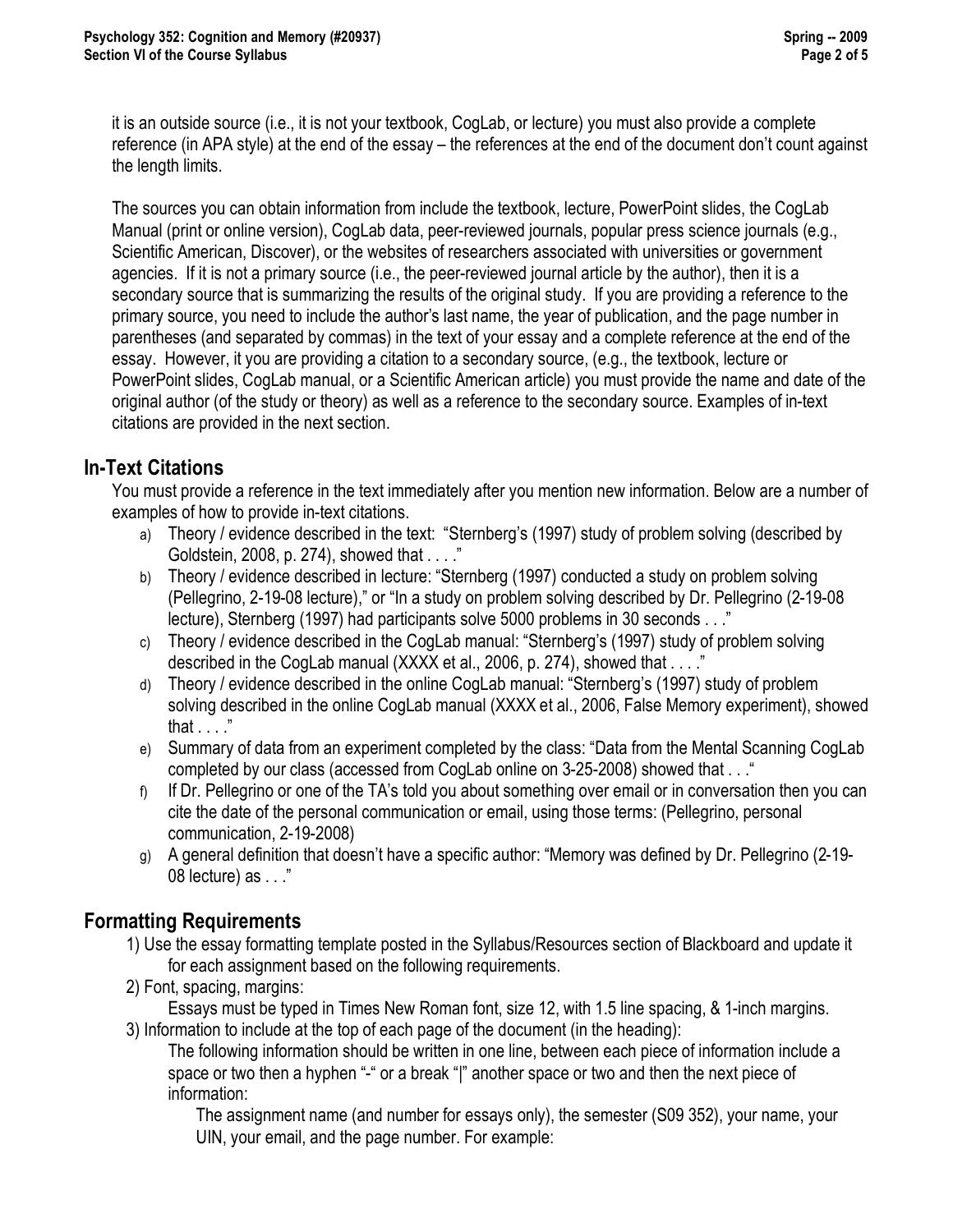it is an outside source (i.e., it is not your textbook, CogLab, or lecture) you must also provide a complete reference (in APA style) at the end of the essay – the references at the end of the document don't count against the length limits.

The sources you can obtain information from include the textbook, lecture, PowerPoint slides, the CogLab Manual (print or online version), CogLab data, peer-reviewed journals, popular press science journals (e.g., Scientific American, Discover), or the websites of researchers associated with universities or government agencies. If it is not a primary source (i.e., the peer-reviewed journal article by the author), then it is a secondary source that is summarizing the results of the original study. If you are providing a reference to the primary source, you need to include the author's last name, the year of publication, and the page number in parentheses (and separated by commas) in the text of your essay and a complete reference at the end of the essay. However, it you are providing a citation to a secondary source, (e.g., the textbook, lecture or PowerPoint slides, CogLab manual, or a Scientific American article) you must provide the name and date of the original author (of the study or theory) as well as a reference to the secondary source. Examples of in-text citations are provided in the next section.

## In-Text Citations

You must provide a reference in the text immediately after you mention new information. Below are a number of examples of how to provide in-text citations.

a) Theory / evidence described in the text: "Sternberg's (1997) study of problem solving (described by Goldstein, 2008, p. 274), showed that . . . ."
b) Theory / evidence described in lecture: "Sternberg (1997) conducted a study on problem solving (Pellegrino, 2-19-08 lecture)," or "In a study on problem solving described by Dr. Pellegrino (2-19-08 lecture), Sternberg (1997) had participants solve 5000 problems in 30 seconds . . ."
c) Theory / evidence described in the CogLab manual: "Sternberg's (1997) study of problem solving described in the CogLab manual (XXXX et al., 2006, p. 274), showed that . . . ."
d) Theory / evidence described in the online CogLab manual: "Sternberg's (1997) study of problem solving described in the online CogLab manual (XXXX et al., 2006, False Memory experiment), showed that . . . ."
e) Summary of data from an experiment completed by the class: "Data from the Mental Scanning CogLab completed by our class (accessed from CogLab online on 3-25-2008) showed that . . ."
f) If Dr. Pellegrino or one of the TA's told you about something over email or in conversation then you can cite the date of the personal communication or email, using those terms: (Pellegrino, personal communication, 2-19-2008)
g) A general definition that doesn't have a specific author: "Memory was defined by Dr. Pellegrino (2-19-08 lecture) as . . ."

## Formatting Requirements

1) Use the essay formatting template posted in the Syllabus/Resources section of Blackboard and update it for each assignment based on the following requirements.
2) Font, spacing, margins:
   Essays must be typed in Times New Roman font, size 12, with 1.5 line spacing, & 1-inch margins.
3) Information to include at the top of each page of the document (in the heading):
   The following information should be written in one line, between each piece of information include a space or two then a hyphen "-" or a break "|" another space or two and then the next piece of information:
   The assignment name (and number for essays only), the semester (S09 352), your name, your UIN, your email, and the page number. For example: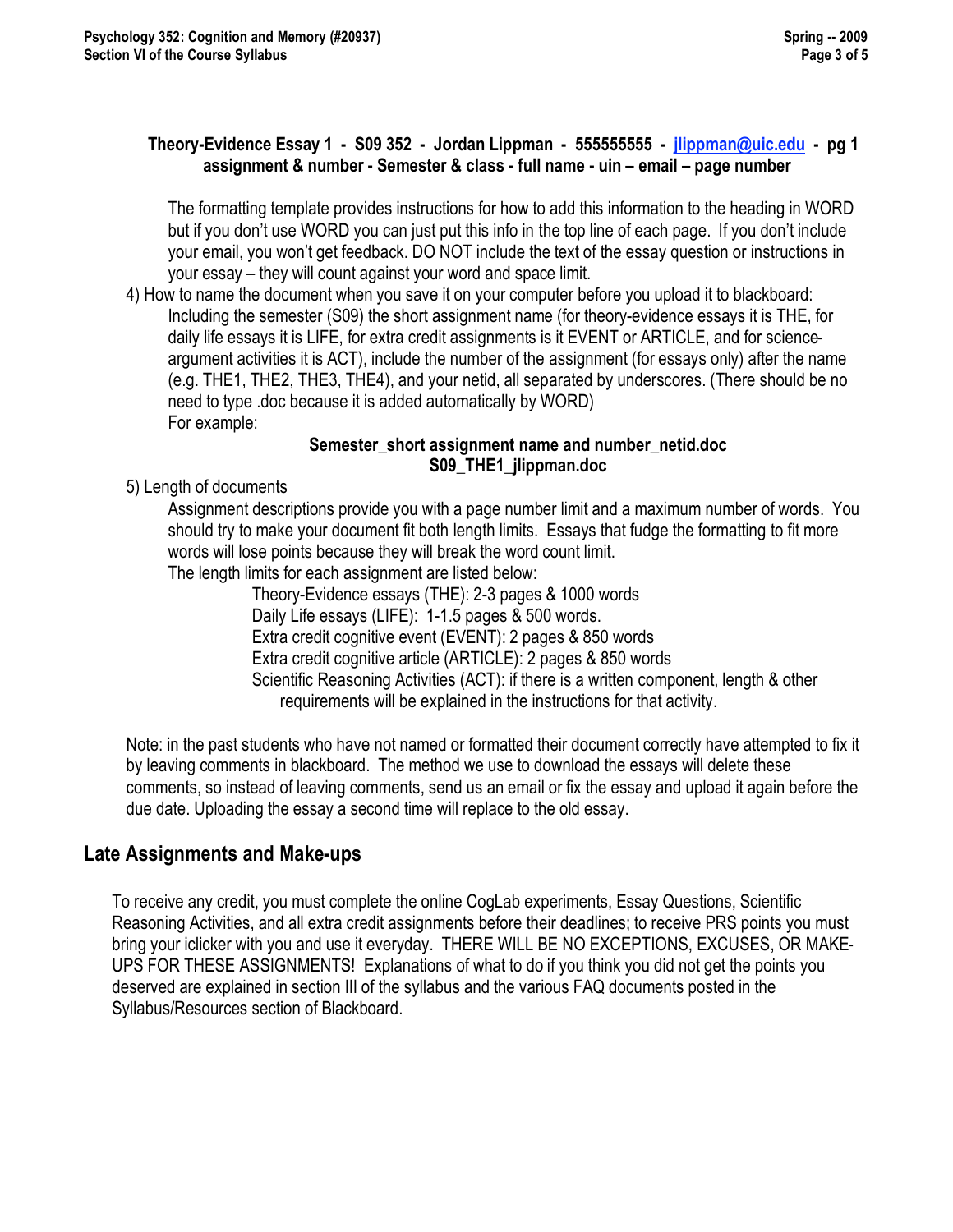**Theory-Evidence Essay 1 - S09 352 - Jordan Lippman - 555555555 - jlippman@uic.edu - pg 1**
**assignment & number - Semester & class - full name - uin – email – page number**

The formatting template provides instructions for how to add this information to the heading in WORD but if you don't use WORD you can just put this info in the top line of each page. If you don't include your email, you won't get feedback. DO NOT include the text of the essay question or instructions in your essay – they will count against your word and space limit.

4) How to name the document when you save it on your computer before you upload it to blackboard:
Including the semester (S09) the short assignment name (for theory-evidence essays it is THE, for daily life essays it is LIFE, for extra credit assignments is it EVENT or ARTICLE, and for science-argument activities it is ACT), include the number of the assignment (for essays only) after the name (e.g. THE1, THE2, THE3, THE4), and your netid, all separated by underscores. (There should be no need to type .doc because it is added automatically by WORD)
For example:

**Semester_short assignment name and number_netid.doc**
**S09_THE1_jlippman.doc**

5) Length of documents
Assignment descriptions provide you with a page number limit and a maximum number of words. You should try to make your document fit both length limits. Essays that fudge the formatting to fit more words will lose points because they will break the word count limit.
The length limits for each assignment are listed below:
- Theory-Evidence essays (THE): 2-3 pages & 1000 words
- Daily Life essays (LIFE): 1-1.5 pages & 500 words.
- Extra credit cognitive event (EVENT): 2 pages & 850 words
- Extra credit cognitive article (ARTICLE): 2 pages & 850 words
- Scientific Reasoning Activities (ACT): if there is a written component, length & other requirements will be explained in the instructions for that activity.

Note: in the past students who have not named or formatted their document correctly have attempted to fix it by leaving comments in blackboard. The method we use to download the essays will delete these comments, so instead of leaving comments, send us an email or fix the essay and upload it again before the due date. Uploading the essay a second time will replace to the old essay.

## Late Assignments and Make-ups

To receive any credit, you must complete the online CogLab experiments, Essay Questions, Scientific Reasoning Activities, and all extra credit assignments before their deadlines; to receive PRS points you must bring your iclicker with you and use it everyday. THERE WILL BE NO EXCEPTIONS, EXCUSES, OR MAKE-UPS FOR THESE ASSIGNMENTS! Explanations of what to do if you think you did not get the points you deserved are explained in section III of the syllabus and the various FAQ documents posted in the Syllabus/Resources section of Blackboard.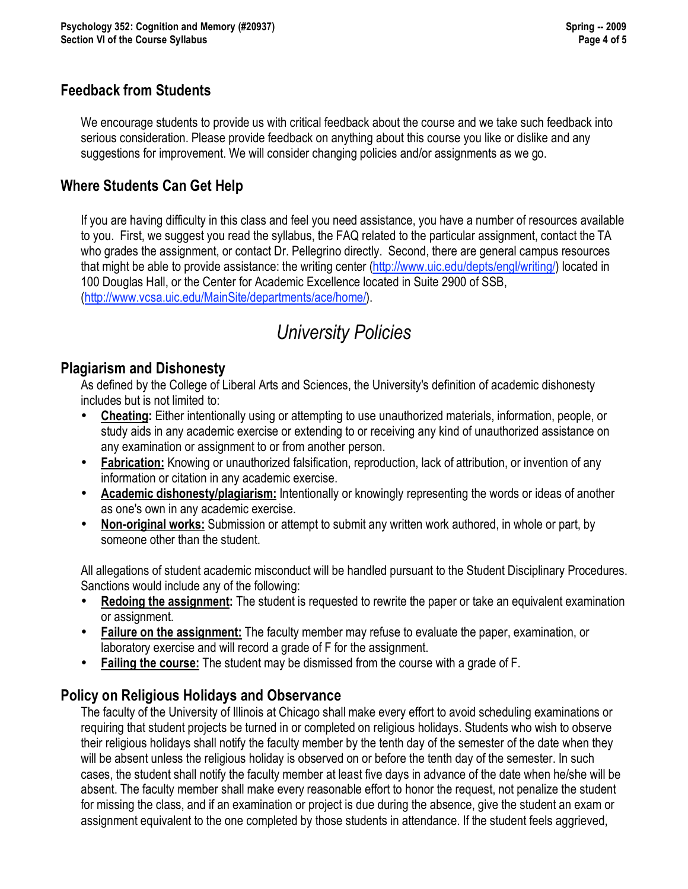## Feedback from Students

We encourage students to provide us with critical feedback about the course and we take such feedback into serious consideration. Please provide feedback on anything about this course you like or dislike and any suggestions for improvement. We will consider changing policies and/or assignments as we go.

## Where Students Can Get Help

If you are having difficulty in this class and feel you need assistance, you have a number of resources available to you. First, we suggest you read the syllabus, the FAQ related to the particular assignment, contact the TA who grades the assignment, or contact Dr. Pellegrino directly. Second, there are general campus resources that might be able to provide assistance: the writing center (http://www.uic.edu/depts/engl/writing/) located in 100 Douglas Hall, or the Center for Academic Excellence located in Suite 2900 of SSB, (http://www.vcsa.uic.edu/MainSite/departments/ace/home/).

# *University Policies*

## Plagiarism and Dishonesty

As defined by the College of Liberal Arts and Sciences, the University's definition of academic dishonesty includes but is not limited to:

- **Cheating:** Either intentionally using or attempting to use unauthorized materials, information, people, or study aids in any academic exercise or extending to or receiving any kind of unauthorized assistance on any examination or assignment to or from another person.
- **Fabrication:** Knowing or unauthorized falsification, reproduction, lack of attribution, or invention of any information or citation in any academic exercise.
- **Academic dishonesty/plagiarism:** Intentionally or knowingly representing the words or ideas of another as one's own in any academic exercise.
- **Non-original works:** Submission or attempt to submit any written work authored, in whole or part, by someone other than the student.

All allegations of student academic misconduct will be handled pursuant to the Student Disciplinary Procedures. Sanctions would include any of the following:

- **Redoing the assignment:** The student is requested to rewrite the paper or take an equivalent examination or assignment.
- **Failure on the assignment:** The faculty member may refuse to evaluate the paper, examination, or laboratory exercise and will record a grade of F for the assignment.
- **Failing the course:** The student may be dismissed from the course with a grade of F.

## Policy on Religious Holidays and Observance

The faculty of the University of Illinois at Chicago shall make every effort to avoid scheduling examinations or requiring that student projects be turned in or completed on religious holidays. Students who wish to observe their religious holidays shall notify the faculty member by the tenth day of the semester of the date when they will be absent unless the religious holiday is observed on or before the tenth day of the semester. In such cases, the student shall notify the faculty member at least five days in advance of the date when he/she will be absent. The faculty member shall make every reasonable effort to honor the request, not penalize the student for missing the class, and if an examination or project is due during the absence, give the student an exam or assignment equivalent to the one completed by those students in attendance. If the student feels aggrieved,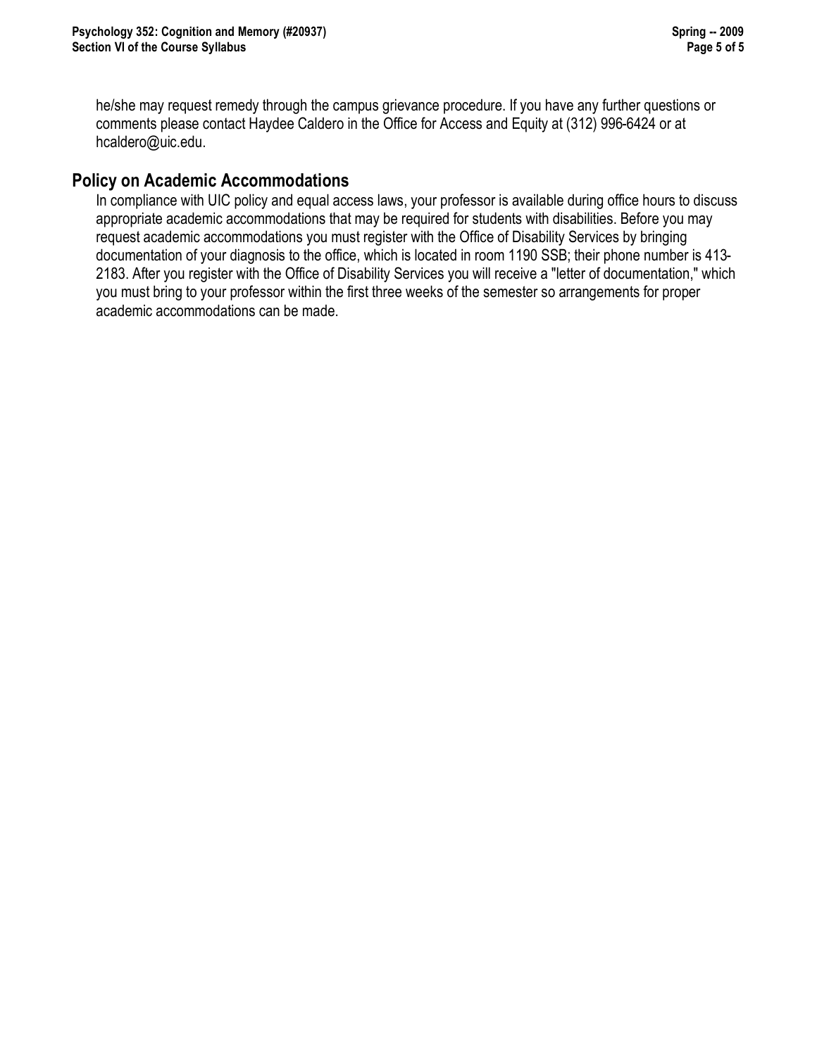he/she may request remedy through the campus grievance procedure. If you have any further questions or comments please contact Haydee Caldero in the Office for Access and Equity at (312) 996-6424 or at hcaldero@uic.edu.

## Policy on Academic Accommodations

In compliance with UIC policy and equal access laws, your professor is available during office hours to discuss appropriate academic accommodations that may be required for students with disabilities. Before you may request academic accommodations you must register with the Office of Disability Services by bringing documentation of your diagnosis to the office, which is located in room 1190 SSB; their phone number is 413-2183. After you register with the Office of Disability Services you will receive a "letter of documentation," which you must bring to your professor within the first three weeks of the semester so arrangements for proper academic accommodations can be made.